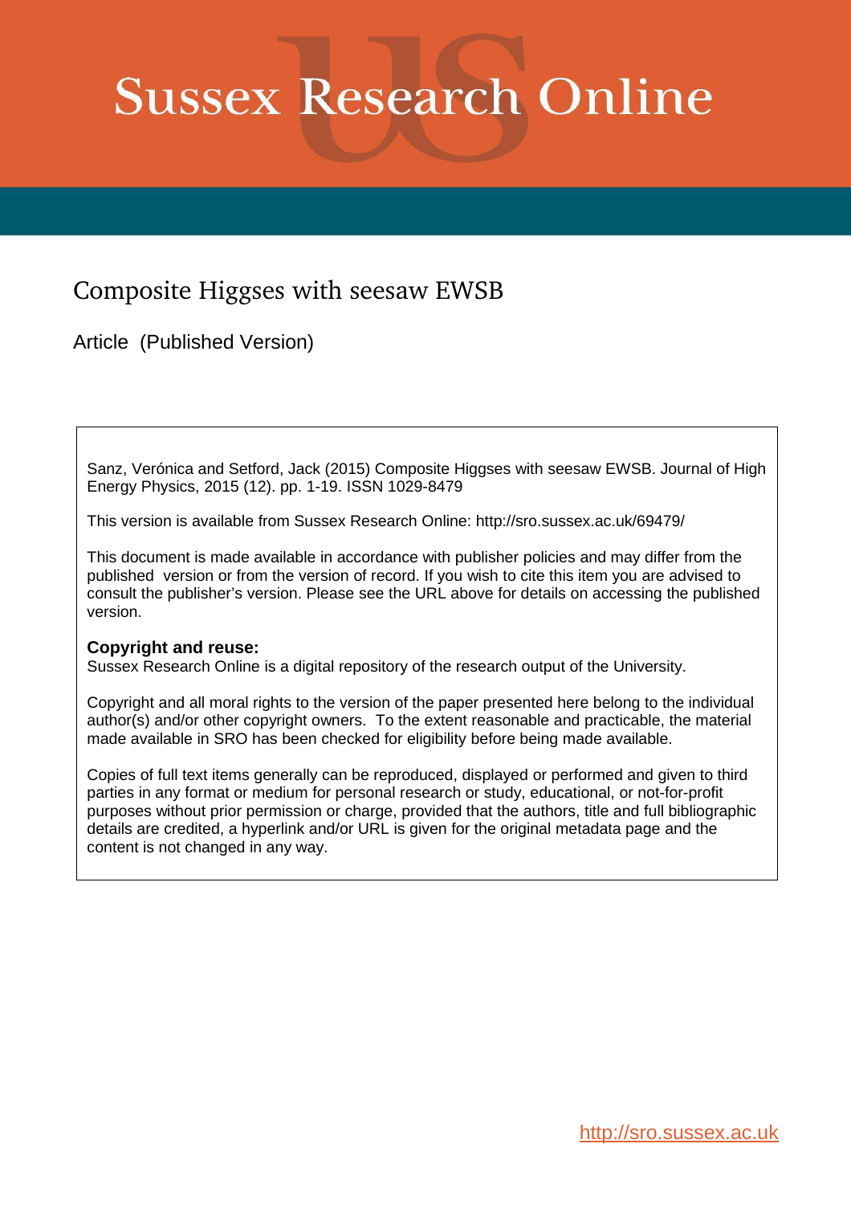# Sussex Research Online

## Composite Higgses with seesaw EWSB

Article (Published Version)

Sanz, Verónica and Setford, Jack (2015) Composite Higgses with seesaw EWSB. Journal of High Energy Physics, 2015 (12). pp. 1-19. ISSN 1029-8479

This version is available from Sussex Research Online: http://sro.sussex.ac.uk/69479/

This document is made available in accordance with publisher policies and may differ from the published version or from the version of record. If you wish to cite this item you are advised to consult the publisher's version. Please see the URL above for details on accessing the published version.

**Copyright and reuse:**
Sussex Research Online is a digital repository of the research output of the University.

Copyright and all moral rights to the version of the paper presented here belong to the individual author(s) and/or other copyright owners. To the extent reasonable and practicable, the material made available in SRO has been checked for eligibility before being made available.

Copies of full text items generally can be reproduced, displayed or performed and given to third parties in any format or medium for personal research or study, educational, or not-for-profit purposes without prior permission or charge, provided that the authors, title and full bibliographic details are credited, a hyperlink and/or URL is given for the original metadata page and the content is not changed in any way.

http://sro.sussex.ac.uk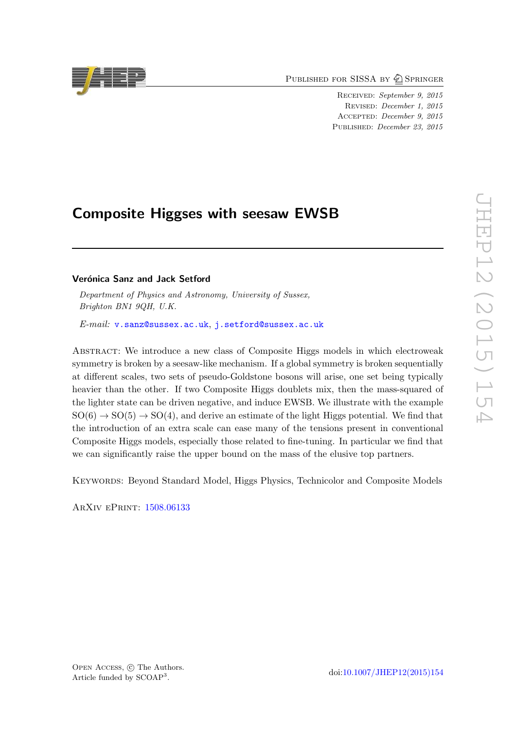# Composite Higgses with seesaw EWSB

## Verónica Sanz and Jack Setford

*Department of Physics and Astronomy, University of Sussex, Brighton BN1 9QH, U.K.*

*E-mail:* v.sanz@sussex.ac.uk, j.setford@sussex.ac.uk

Abstract: We introduce a new class of Composite Higgs models in which electroweak symmetry is broken by a seesaw-like mechanism. If a global symmetry is broken sequentially at different scales, two sets of pseudo-Goldstone bosons will arise, one set being typically heavier than the other. If two Composite Higgs doublets mix, then the mass-squared of the lighter state can be driven negative, and induce EWSB. We illustrate with the example $SO(6) \to SO(5) \to SO(4)$, and derive an estimate of the light Higgs potential. We find that the introduction of an extra scale can ease many of the tensions present in conventional Composite Higgs models, especially those related to fine-tuning. In particular we find that we can significantly raise the upper bound on the mass of the elusive top partners.

Keywords: Beyond Standard Model, Higgs Physics, Technicolor and Composite Models

ArXiv ePrint: 1508.06133

Open Access, © The Authors.
Article funded by SCOAP[3].

doi:10.1007/JHEP12(2015)154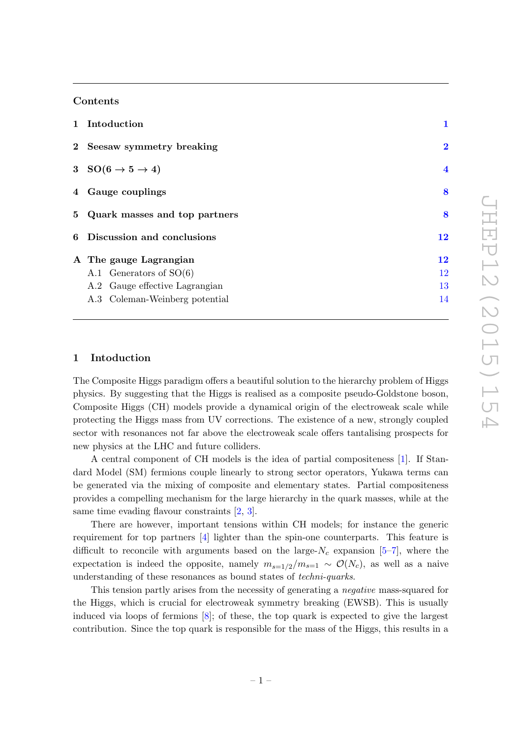## Contents

| | | |
|---|---|---|
| **1** | **Intoduction** | **1** |
| **2** | **Seesaw symmetry breaking** | **2** |
| **3** | **SO(6 → 5 → 4)** | **4** |
| **4** | **Gauge couplings** | **8** |
| **5** | **Quark masses and top partners** | **8** |
| **6** | **Discussion and conclusions** | **12** |
| **A** | **The gauge Lagrangian** | **12** |
| | A.1 Generators of SO(6) | 12 |
| | A.2 Gauge effective Lagrangian | 13 |
| | A.3 Coleman-Weinberg potential | 14 |

## 1 Intoduction

The Composite Higgs paradigm offers a beautiful solution to the hierarchy problem of Higgs physics. By suggesting that the Higgs is realised as a composite pseudo-Goldstone boson, Composite Higgs (CH) models provide a dynamical origin of the electroweak scale while protecting the Higgs mass from UV corrections. The existence of a new, strongly coupled sector with resonances not far above the electroweak scale offers tantalising prospects for new physics at the LHC and future colliders.

A central component of CH models is the idea of partial compositeness [1]. If Standard Model (SM) fermions couple linearly to strong sector operators, Yukawa terms can be generated via the mixing of composite and elementary states. Partial compositeness provides a compelling mechanism for the large hierarchy in the quark masses, while at the same time evading flavour constraints [2, 3].

There are however, important tensions within CH models; for instance the generic requirement for top partners [4] lighter than the spin-one counterparts. This feature is difficult to reconcile with arguments based on the large-$N_c$ expansion [5–7], where the expectation is indeed the opposite, namely $m_{s=1/2}/m_{s=1} \sim \mathcal{O}(N_c)$, as well as a naive understanding of these resonances as bound states of *techni-quarks*.

This tension partly arises from the necessity of generating a *negative* mass-squared for the Higgs, which is crucial for electroweak symmetry breaking (EWSB). This is usually induced via loops of fermions [8]; of these, the top quark is expected to give the largest contribution. Since the top quark is responsible for the mass of the Higgs, this results in a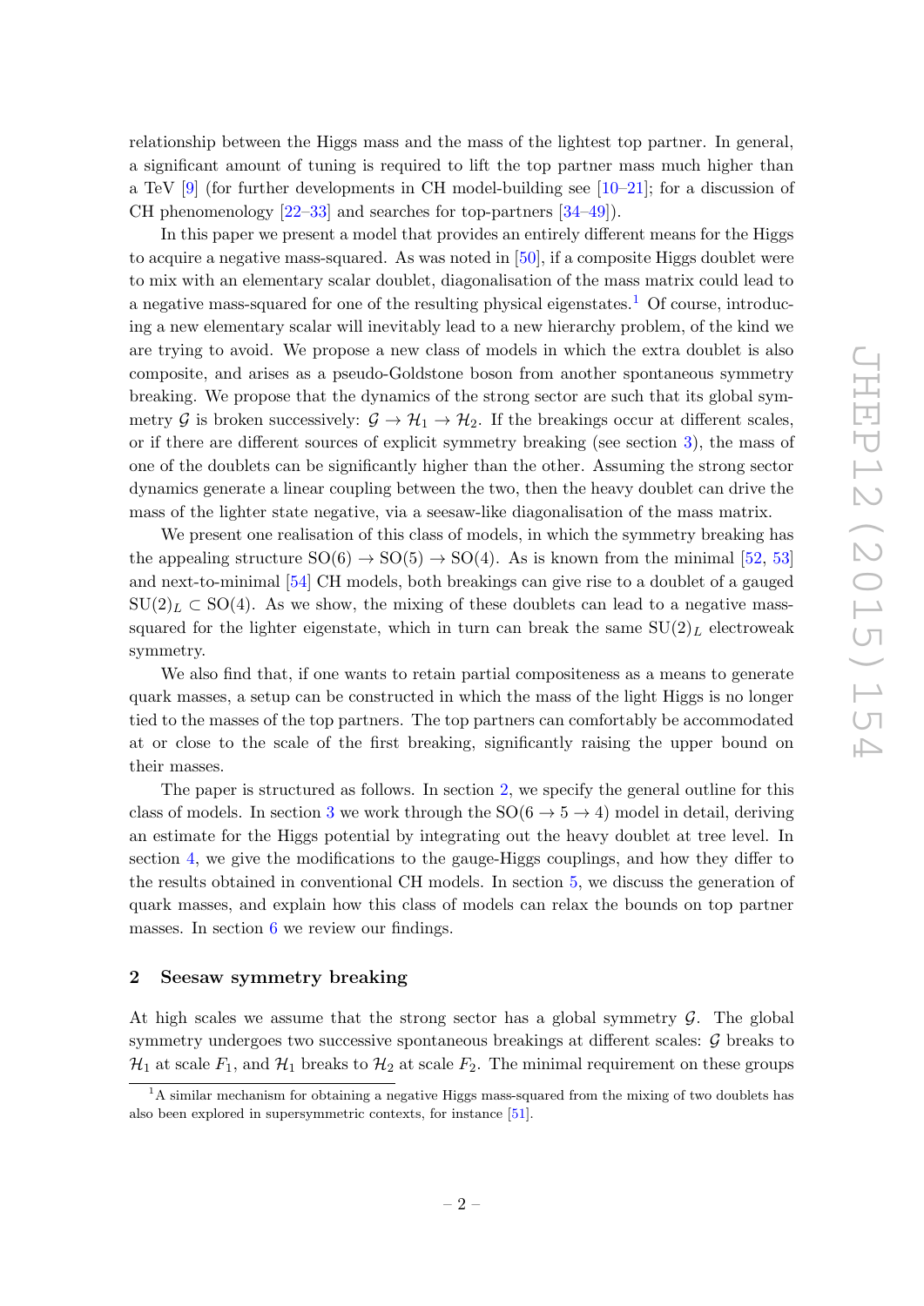relationship between the Higgs mass and the mass of the lightest top partner. In general, a significant amount of tuning is required to lift the top partner mass much higher than a TeV [9] (for further developments in CH model-building see [10–21]; for a discussion of CH phenomenology [22–33] and searches for top-partners [34–49]).

In this paper we present a model that provides an entirely different means for the Higgs to acquire a negative mass-squared. As was noted in [50], if a composite Higgs doublet were to mix with an elementary scalar doublet, diagonalisation of the mass matrix could lead to a negative mass-squared for one of the resulting physical eigenstates.[1] Of course, introducing a new elementary scalar will inevitably lead to a new hierarchy problem, of the kind we are trying to avoid. We propose a new class of models in which the extra doublet is also composite, and arises as a pseudo-Goldstone boson from another spontaneous symmetry breaking. We propose that the dynamics of the strong sector are such that its global symmetry $\mathcal{G}$ is broken successively: $\mathcal{G} \to \mathcal{H}_1 \to \mathcal{H}_2$. If the breakings occur at different scales, or if there are different sources of explicit symmetry breaking (see section 3), the mass of one of the doublets can be significantly higher than the other. Assuming the strong sector dynamics generate a linear coupling between the two, then the heavy doublet can drive the mass of the lighter state negative, via a seesaw-like diagonalisation of the mass matrix.

We present one realisation of this class of models, in which the symmetry breaking has the appealing structure $\mathrm{SO}(6) \to \mathrm{SO}(5) \to \mathrm{SO}(4)$. As is known from the minimal [52, 53] and next-to-minimal [54] CH models, both breakings can give rise to a doublet of a gauged $\mathrm{SU}(2)_L \subset \mathrm{SO}(4)$. As we show, the mixing of these doublets can lead to a negative mass-squared for the lighter eigenstate, which in turn can break the same $\mathrm{SU}(2)_L$ electroweak symmetry.

We also find that, if one wants to retain partial compositeness as a means to generate quark masses, a setup can be constructed in which the mass of the light Higgs is no longer tied to the masses of the top partners. The top partners can comfortably be accommodated at or close to the scale of the first breaking, significantly raising the upper bound on their masses.

The paper is structured as follows. In section 2, we specify the general outline for this class of models. In section 3 we work through the $\mathrm{SO}(6 \to 5 \to 4)$ model in detail, deriving an estimate for the Higgs potential by integrating out the heavy doublet at tree level. In section 4, we give the modifications to the gauge-Higgs couplings, and how they differ to the results obtained in conventional CH models. In section 5, we discuss the generation of quark masses, and explain how this class of models can relax the bounds on top partner masses. In section 6 we review our findings.

## 2 Seesaw symmetry breaking

At high scales we assume that the strong sector has a global symmetry $\mathcal{G}$. The global symmetry undergoes two successive spontaneous breakings at different scales: $\mathcal{G}$ breaks to $\mathcal{H}_1$ at scale $F_1$, and $\mathcal{H}_1$ breaks to $\mathcal{H}_2$ at scale $F_2$. The minimal requirement on these groups

[1] A similar mechanism for obtaining a negative Higgs mass-squared from the mixing of two doublets has also been explored in supersymmetric contexts, for instance [51].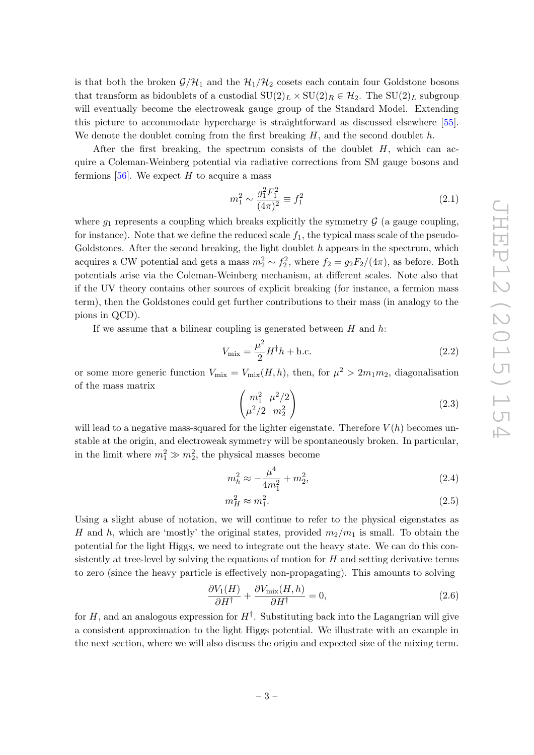is that both the broken $\mathcal{G}/\mathcal{H}_1$ and the $\mathcal{H}_1/\mathcal{H}_2$ cosets each contain four Goldstone bosons that transform as bidoublets of a custodial $\mathrm{SU}(2)_L \times \mathrm{SU}(2)_R \in \mathcal{H}_2$. The $\mathrm{SU}(2)_L$ subgroup will eventually become the electroweak gauge group of the Standard Model. Extending this picture to accommodate hypercharge is straightforward as discussed elsewhere [55]. We denote the doublet coming from the first breaking $H$, and the second doublet $h$.

After the first breaking, the spectrum consists of the doublet $H$, which can acquire a Coleman-Weinberg potential via radiative corrections from SM gauge bosons and fermions [56]. We expect $H$ to acquire a mass

$$m_1^2 \sim \frac{g_1^2 F_1^2}{(4\pi)^2} \equiv f_1^2 \tag{2.1}$$

where $g_1$ represents a coupling which breaks explicitly the symmetry $\mathcal{G}$ (a gauge coupling, for instance). Note that we define the reduced scale $f_1$, the typical mass scale of the pseudo-Goldstones. After the second breaking, the light doublet $h$ appears in the spectrum, which acquires a CW potential and gets a mass $m_2^2 \sim f_2^2$, where $f_2 = g_2 F_2/(4\pi)$, as before. Both potentials arise via the Coleman-Weinberg mechanism, at different scales. Note also that if the UV theory contains other sources of explicit breaking (for instance, a fermion mass term), then the Goldstones could get further contributions to their mass (in analogy to the pions in QCD).

If we assume that a bilinear coupling is generated between $H$ and $h$:

$$V_{\text{mix}} = \frac{\mu^2}{2} H^\dagger h + \text{h.c.} \tag{2.2}$$

or some more generic function $V_{\text{mix}} = V_{\text{mix}}(H, h)$, then, for $\mu^2 > 2m_1 m_2$, diagonalisation of the mass matrix

$$\begin{pmatrix} m_1^2 & \mu^2/2 \\ \mu^2/2 & m_2^2 \end{pmatrix} \tag{2.3}$$

will lead to a negative mass-squared for the lighter eigenstate. Therefore $V(h)$ becomes unstable at the origin, and electroweak symmetry will be spontaneously broken. In particular, in the limit where $m_1^2 \gg m_2^2$, the physical masses become

$$m_h^2 \approx -\frac{\mu^4}{4m_1^2} + m_2^2, \tag{2.4}$$

$$m_H^2 \approx m_1^2. \tag{2.5}$$

Using a slight abuse of notation, we will continue to refer to the physical eigenstates as $H$ and $h$, which are 'mostly' the original states, provided $m_2/m_1$ is small. To obtain the potential for the light Higgs, we need to integrate out the heavy state. We can do this consistently at tree-level by solving the equations of motion for $H$ and setting derivative terms to zero (since the heavy particle is effectively non-propagating). This amounts to solving

$$\frac{\partial V_1(H)}{\partial H^\dagger} + \frac{\partial V_{\text{mix}}(H, h)}{\partial H^\dagger} = 0, \tag{2.6}$$

for $H$, and an analogous expression for $H^\dagger$. Substituting back into the Lagangrian will give a consistent approximation to the light Higgs potential. We illustrate with an example in the next section, where we will also discuss the origin and expected size of the mixing term.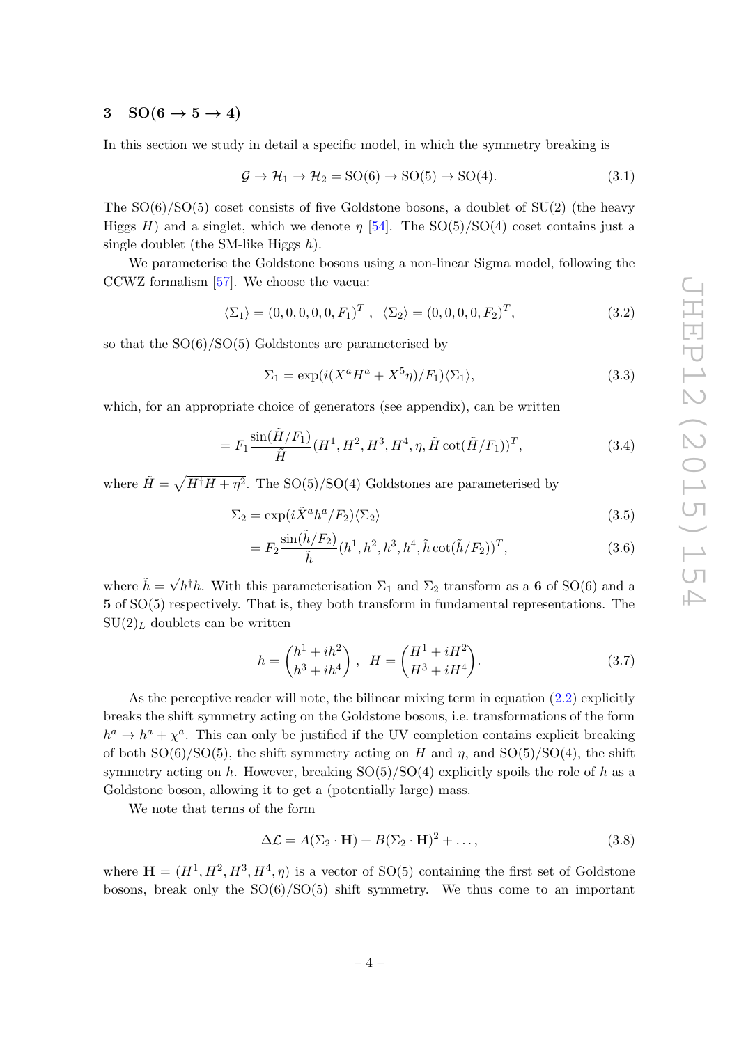## 3 $\mathrm{SO}(6 \to 5 \to 4)$

In this section we study in detail a specific model, in which the symmetry breaking is

$$\mathcal{G} \to \mathcal{H}_1 \to \mathcal{H}_2 = \mathrm{SO}(6) \to \mathrm{SO}(5) \to \mathrm{SO}(4). \tag{3.1}$$

The SO(6)/SO(5) coset consists of five Goldstone bosons, a doublet of SU(2) (the heavy Higgs $H$) and a singlet, which we denote $\eta$ [54]. The SO(5)/SO(4) coset contains just a single doublet (the SM-like Higgs $h$).

We parameterise the Goldstone bosons using a non-linear Sigma model, following the CCWZ formalism [57]. We choose the vacua:

$$\langle \Sigma_1 \rangle = (0,0,0,0,0,F_1)^T\ ,\ \ \langle \Sigma_2 \rangle = (0,0,0,0,F_2)^T, \tag{3.2}$$

so that the SO(6)/SO(5) Goldstones are parameterised by

$$\Sigma_1 = \exp(i(X^a H^a + X^5 \eta)/F_1)\langle \Sigma_1 \rangle, \tag{3.3}$$

which, for an appropriate choice of generators (see appendix), can be written

$$= F_1 \frac{\sin(\tilde{H}/F_1)}{\tilde{H}}(H^1, H^2, H^3, H^4, \eta, \tilde{H}\cot(\tilde{H}/F_1))^T, \tag{3.4}$$

where $\tilde{H} = \sqrt{H^\dagger H + \eta^2}$. The SO(5)/SO(4) Goldstones are parameterised by

$$\Sigma_2 = \exp(i\tilde{X}^a h^a/F_2)\langle \Sigma_2 \rangle \tag{3.5}$$

$$= F_2 \frac{\sin(\tilde{h}/F_2)}{\tilde{h}}(h^1, h^2, h^3, h^4, \tilde{h}\cot(\tilde{h}/F_2))^T, \tag{3.6}$$

where $\tilde{h} = \sqrt{h^\dagger h}$. With this parameterisation $\Sigma_1$ and $\Sigma_2$ transform as a **6** of SO(6) and a **5** of SO(5) respectively. That is, they both transform in fundamental representations. The $\mathrm{SU}(2)_L$ doublets can be written

$$h = \begin{pmatrix} h^1 + ih^2 \\ h^3 + ih^4 \end{pmatrix}\ ,\ \ H = \begin{pmatrix} H^1 + iH^2 \\ H^3 + iH^4 \end{pmatrix}. \tag{3.7}$$

As the perceptive reader will note, the bilinear mixing term in equation (2.2) explicitly breaks the shift symmetry acting on the Goldstone bosons, i.e. transformations of the form $h^a \to h^a + \chi^a$. This can only be justified if the UV completion contains explicit breaking of both SO(6)/SO(5), the shift symmetry acting on $H$ and $\eta$, and SO(5)/SO(4), the shift symmetry acting on $h$. However, breaking SO(5)/SO(4) explicitly spoils the role of $h$ as a Goldstone boson, allowing it to get a (potentially large) mass.

We note that terms of the form

$$\Delta\mathcal{L} = A(\Sigma_2 \cdot \mathbf{H}) + B(\Sigma_2 \cdot \mathbf{H})^2 + \ldots, \tag{3.8}$$

where $\mathbf{H} = (H^1, H^2, H^3, H^4, \eta)$ is a vector of SO(5) containing the first set of Goldstone bosons, break only the SO(6)/SO(5) shift symmetry. We thus come to an important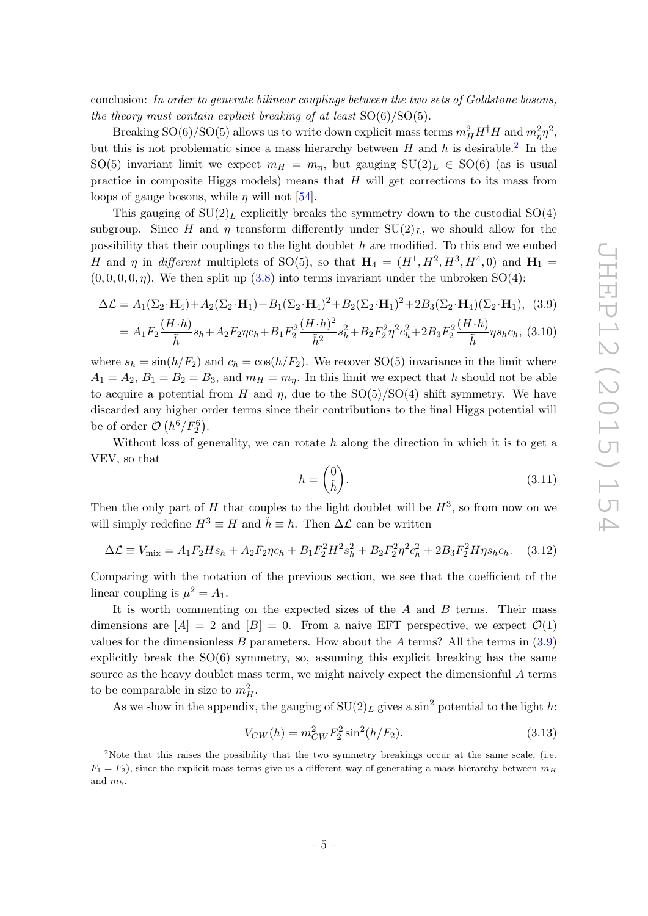conclusion: *In order to generate bilinear couplings between the two sets of Goldstone bosons, the theory must contain explicit breaking of at least* SO(6)/SO(5).

Breaking SO(6)/SO(5) allows us to write down explicit mass terms $m_H^2 H^\dagger H$ and $m_\eta^2 \eta^2$, but this is not problematic since a mass hierarchy between $H$ and $h$ is desirable.[2] In the SO(5) invariant limit we expect $m_H = m_\eta$, but gauging $\mathrm{SU}(2)_L \in \mathrm{SO}(6)$ (as is usual practice in composite Higgs models) means that $H$ will get corrections to its mass from loops of gauge bosons, while $\eta$ will not [54].

This gauging of $\mathrm{SU}(2)_L$ explicitly breaks the symmetry down to the custodial SO(4) subgroup. Since $H$ and $\eta$ transform differently under $\mathrm{SU}(2)_L$, we should allow for the possibility that their couplings to the light doublet $h$ are modified. To this end we embed $H$ and $\eta$ in *different* multiplets of SO(5), so that $\mathbf{H}_4 = (H^1, H^2, H^3, H^4, 0)$ and $\mathbf{H}_1 = (0, 0, 0, 0, \eta)$. We then split up (3.8) into terms invariant under the unbroken SO(4):

$$
\begin{aligned}
\Delta\mathcal{L} &= A_1(\Sigma_2\cdot\mathbf{H}_4)+A_2(\Sigma_2\cdot\mathbf{H}_1)+B_1(\Sigma_2\cdot\mathbf{H}_4)^2+B_2(\Sigma_2\cdot\mathbf{H}_1)^2+2B_3(\Sigma_2\cdot\mathbf{H}_4)(\Sigma_2\cdot\mathbf{H}_1), \quad (3.9)\\
&= A_1F_2\frac{(H\cdot h)}{\tilde{h}}s_h+A_2F_2\eta c_h+B_1F_2^2\frac{(H\cdot h)^2}{\tilde{h}^2}s_h^2+B_2F_2^2\eta^2c_h^2+2B_3F_2^2\frac{(H\cdot h)}{\tilde{h}}\eta s_hc_h, \quad (3.10)
\end{aligned}
$$

where $s_h = \sin(h/F_2)$ and $c_h = \cos(h/F_2)$. We recover SO(5) invariance in the limit where $A_1 = A_2$, $B_1 = B_2 = B_3$, and $m_H = m_\eta$. In this limit we expect that $h$ should not be able to acquire a potential from $H$ and $\eta$, due to the SO(5)/SO(4) shift symmetry. We have discarded any higher order terms since their contributions to the final Higgs potential will be of order $\mathcal{O}\left(h^6/F_2^6\right)$.

Without loss of generality, we can rotate $h$ along the direction in which it is to get a VEV, so that

$$
h = \begin{pmatrix} 0 \\ \tilde{h} \end{pmatrix}. \quad (3.11)
$$

Then the only part of $H$ that couples to the light doublet will be $H^3$, so from now on we will simply redefine $H^3 \equiv H$ and $\tilde{h} \equiv h$. Then $\Delta\mathcal{L}$ can be written

$$
\Delta\mathcal{L} \equiv V_{\mathrm{mix}} = A_1F_2Hs_h + A_2F_2\eta c_h + B_1F_2^2H^2s_h^2 + B_2F_2^2\eta^2c_h^2 + 2B_3F_2^2H\eta s_hc_h. \quad (3.12)
$$

Comparing with the notation of the previous section, we see that the coefficient of the linear coupling is $\mu^2 = A_1$.

It is worth commenting on the expected sizes of the $A$ and $B$ terms. Their mass dimensions are $[A] = 2$ and $[B] = 0$. From a naive EFT perspective, we expect $\mathcal{O}(1)$ values for the dimensionless $B$ parameters. How about the $A$ terms? All the terms in (3.9) explicitly break the SO(6) symmetry, so, assuming this explicit breaking has the same source as the heavy doublet mass term, we might naively expect the dimensionful $A$ terms to be comparable in size to $m_H^2$.

As we show in the appendix, the gauging of $\mathrm{SU}(2)_L$ gives a $\sin^2$ potential to the light $h$:

$$
V_{CW}(h) = m_{CW}^2 F_2^2 \sin^2(h/F_2). \quad (3.13)
$$

[2] Note that this raises the possibility that the two symmetry breakings occur at the same scale, (i.e. $F_1 = F_2$), since the explicit mass terms give us a different way of generating a mass hierarchy between $m_H$ and $m_h$.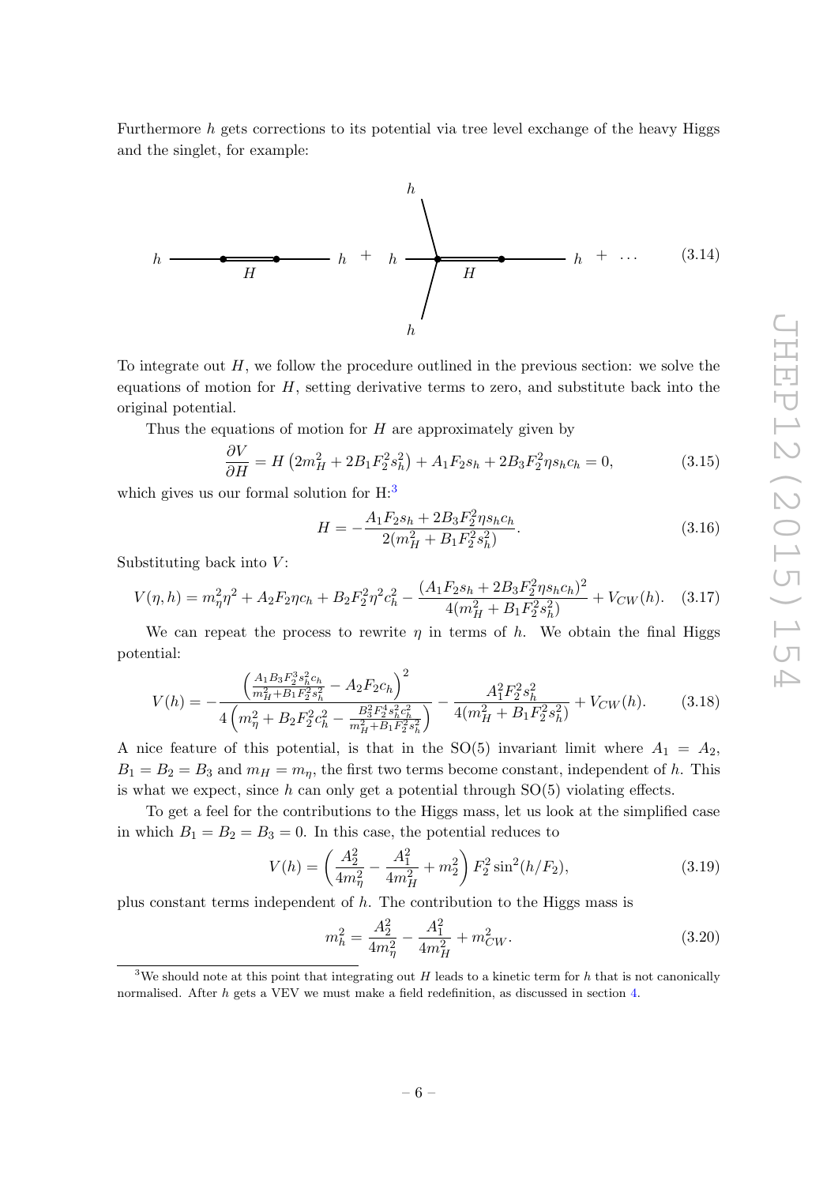Furthermore $h$ gets corrections to its potential via tree level exchange of the heavy Higgs and the singlet, for example:

$$h \overset{H}{=\!=\!=} h + h \overset{H}{=\!=\!=} h + \dots \tag{3.14}$$

To integrate out $H$, we follow the procedure outlined in the previous section: we solve the equations of motion for $H$, setting derivative terms to zero, and substitute back into the original potential.

Thus the equations of motion for $H$ are approximately given by

$$\frac{\partial V}{\partial H} = H\left(2m_H^2 + 2B_1 F_2^2 s_h^2\right) + A_1 F_2 s_h + 2B_3 F_2^2 \eta s_h c_h = 0, \tag{3.15}$$

which gives us our formal solution for H:[3]

$$H = -\frac{A_1 F_2 s_h + 2B_3 F_2^2 \eta s_h c_h}{2(m_H^2 + B_1 F_2^2 s_h^2)}. \tag{3.16}$$

Substituting back into $V$:

$$V(\eta, h) = m_\eta^2 \eta^2 + A_2 F_2 \eta c_h + B_2 F_2^2 \eta^2 c_h^2 - \frac{(A_1 F_2 s_h + 2B_3 F_2^2 \eta s_h c_h)^2}{4(m_H^2 + B_1 F_2^2 s_h^2)} + V_{CW}(h). \tag{3.17}$$

We can repeat the process to rewrite $\eta$ in terms of $h$. We obtain the final Higgs potential:

$$V(h) = -\frac{\left(\frac{A_1 B_3 F_2^3 s_h^2 c_h}{m_H^2 + B_1 F_2^2 s_h^2} - A_2 F_2 c_h\right)^2}{4\left(m_\eta^2 + B_2 F_2^2 c_h^2 - \frac{B_3^2 F_2^4 s_h^2 c_h^2}{m_H^2 + B_1 F_2^2 s_h^2}\right)} - \frac{A_1^2 F_2^2 s_h^2}{4(m_H^2 + B_1 F_2^2 s_h^2)} + V_{CW}(h). \tag{3.18}$$

A nice feature of this potential, is that in the SO(5) invariant limit where $A_1 = A_2$, $B_1 = B_2 = B_3$ and $m_H = m_\eta$, the first two terms become constant, independent of $h$. This is what we expect, since $h$ can only get a potential through SO(5) violating effects.

To get a feel for the contributions to the Higgs mass, let us look at the simplified case in which $B_1 = B_2 = B_3 = 0$. In this case, the potential reduces to

$$V(h) = \left(\frac{A_2^2}{4m_\eta^2} - \frac{A_1^2}{4m_H^2} + m_2^2\right) F_2^2 \sin^2(h/F_2), \tag{3.19}$$

plus constant terms independent of $h$. The contribution to the Higgs mass is

$$m_h^2 = \frac{A_2^2}{4m_\eta^2} - \frac{A_1^2}{4m_H^2} + m_{CW}^2. \tag{3.20}$$

[3]We should note at this point that integrating out $H$ leads to a kinetic term for $h$ that is not canonically normalised. After $h$ gets a VEV we must make a field redefinition, as discussed in section 4.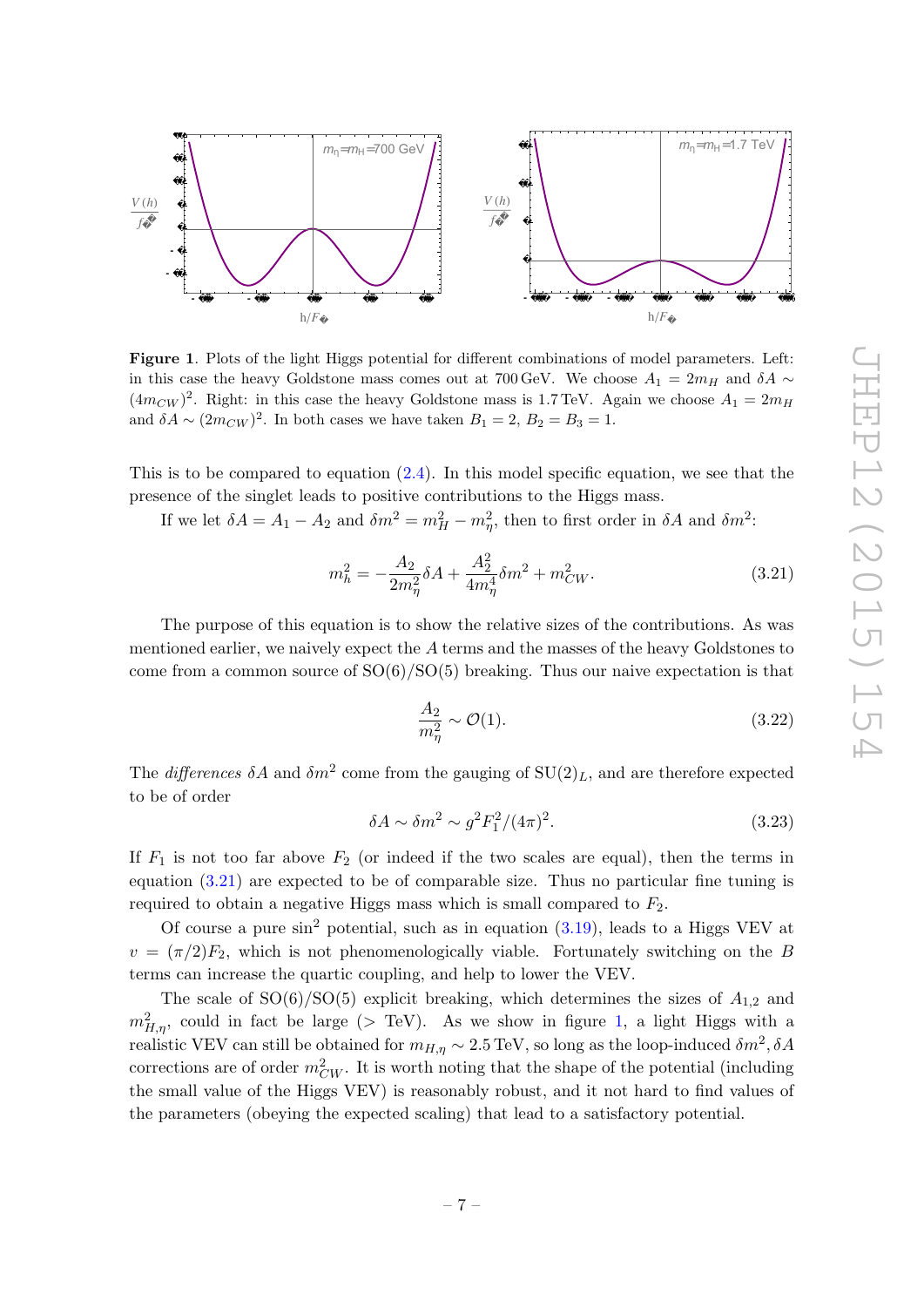**Figure 1**. Plots of the light Higgs potential for different combinations of model parameters. Left: in this case the heavy Goldstone mass comes out at 700 GeV. We choose $A_1 = 2m_H$ and $\delta A \sim (4m_{CW})^2$. Right: in this case the heavy Goldstone mass is 1.7 TeV. Again we choose $A_1 = 2m_H$ and $\delta A \sim (2m_{CW})^2$. In both cases we have taken $B_1 = 2$, $B_2 = B_3 = 1$.

This is to be compared to equation (2.4). In this model specific equation, we see that the presence of the singlet leads to positive contributions to the Higgs mass.

If we let $\delta A = A_1 - A_2$ and $\delta m^2 = m_H^2 - m_\eta^2$, then to first order in $\delta A$ and $\delta m^2$:

$$m_h^2 = -\frac{A_2}{2m_\eta^2}\delta A + \frac{A_2^2}{4m_\eta^4}\delta m^2 + m_{CW}^2. \tag{3.21}$$

The purpose of this equation is to show the relative sizes of the contributions. As was mentioned earlier, we naively expect the $A$ terms and the masses of the heavy Goldstones to come from a common source of SO(6)/SO(5) breaking. Thus our naive expectation is that

$$\frac{A_2}{m_\eta^2} \sim \mathcal{O}(1). \tag{3.22}$$

The *differences* $\delta A$ and $\delta m^2$ come from the gauging of $\mathrm{SU}(2)_L$, and are therefore expected to be of order

$$\delta A \sim \delta m^2 \sim g^2 F_1^2/(4\pi)^2. \tag{3.23}$$

If $F_1$ is not too far above $F_2$ (or indeed if the two scales are equal), then the terms in equation (3.21) are expected to be of comparable size. Thus no particular fine tuning is required to obtain a negative Higgs mass which is small compared to $F_2$.

Of course a pure $\sin^2$ potential, such as in equation (3.19), leads to a Higgs VEV at $v = (\pi/2)F_2$, which is not phenomenologically viable. Fortunately switching on the $B$ terms can increase the quartic coupling, and help to lower the VEV.

The scale of SO(6)/SO(5) explicit breaking, which determines the sizes of $A_{1,2}$ and $m_{H,\eta}^2$, could in fact be large (> TeV). As we show in figure 1, a light Higgs with a realistic VEV can still be obtained for $m_{H,\eta} \sim 2.5$ TeV, so long as the loop-induced $\delta m^2, \delta A$ corrections are of order $m_{CW}^2$. It is worth noting that the shape of the potential (including the small value of the Higgs VEV) is reasonably robust, and it not hard to find values of the parameters (obeying the expected scaling) that lead to a satisfactory potential.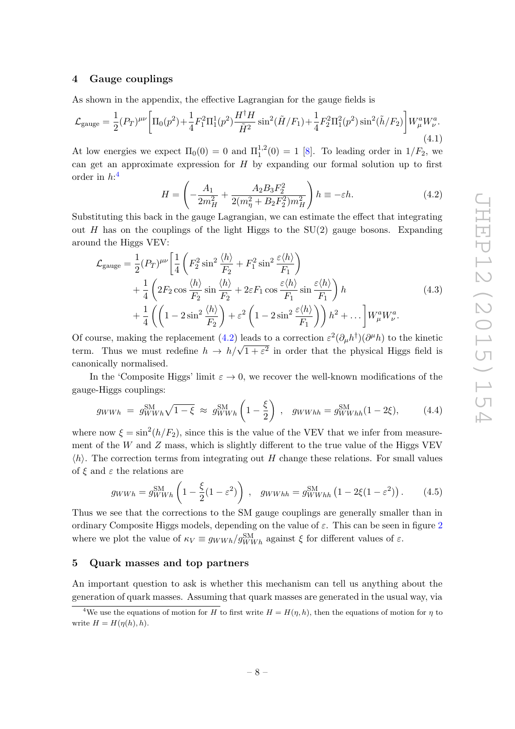## 4 Gauge couplings

As shown in the appendix, the effective Lagrangian for the gauge fields is

$$\mathcal{L}_{\text{gauge}} = \frac{1}{2}(P_T)^{\mu\nu}\left[\Pi_0(p^2)+\frac{1}{4}F_1^2\Pi_1^1(p^2)\frac{H^\dagger H}{\tilde{H}^2}\sin^2(\tilde{H}/F_1)+\frac{1}{4}F_2^2\Pi_1^2(p^2)\sin^2(\tilde{h}/F_2)\right]W_\mu^a W_\nu^a. \tag{4.1}$$

At low energies we expect $\Pi_0(0) = 0$ and $\Pi_1^{1,2}(0) = 1$ [8]. To leading order in $1/F_2$, we can get an approximate expression for $H$ by expanding our formal solution up to first order in $h$:[4]

$$H = \left(-\frac{A_1}{2m_H^2}+\frac{A_2B_3F_2^2}{2(m_\eta^2+B_2F_2^2)m_H^2}\right)h \equiv -\varepsilon h. \tag{4.2}$$

Substituting this back in the gauge Lagrangian, we can estimate the effect that integrating out $H$ has on the couplings of the light Higgs to the SU(2) gauge bosons. Expanding around the Higgs VEV:

$$\begin{aligned}\mathcal{L}_{\text{gauge}} = \frac{1}{2}(P_T)^{\mu\nu}\Bigg[&\frac{1}{4}\left(F_2^2\sin^2\frac{\langle h\rangle}{F_2}+F_1^2\sin^2\frac{\varepsilon\langle h\rangle}{F_1}\right)\\ &+\frac{1}{4}\left(2F_2\cos\frac{\langle h\rangle}{F_2}\sin\frac{\langle h\rangle}{F_2}+2\varepsilon F_1\cos\frac{\varepsilon\langle h\rangle}{F_1}\sin\frac{\varepsilon\langle h\rangle}{F_1}\right)h\\ &+\frac{1}{4}\left(\left(1-2\sin^2\frac{\langle h\rangle}{F_2}\right)+\varepsilon^2\left(1-2\sin^2\frac{\varepsilon\langle h\rangle}{F_1}\right)\right)h^2+\dots\Bigg]W_\mu^a W_\nu^a.\end{aligned} \tag{4.3}$$

Of course, making the replacement (4.2) leads to a correction $\varepsilon^2(\partial_\mu h^\dagger)(\partial^\mu h)$ to the kinetic term. Thus we must redefine $h \to h/\sqrt{1+\varepsilon^2}$ in order that the physical Higgs field is canonically normalised.

In the 'Composite Higgs' limit $\varepsilon \to 0$, we recover the well-known modifications of the gauge-Higgs couplings:

$$g_{WWh} = g_{WWh}^{\text{SM}}\sqrt{1-\xi} \approx g_{WWh}^{\text{SM}}\left(1-\frac{\xi}{2}\right), \quad g_{WWhh} = g_{WWhh}^{\text{SM}}(1-2\xi), \tag{4.4}$$

where now $\xi = \sin^2(h/F_2)$, since this is the value of the VEV that we infer from measurement of the $W$ and $Z$ mass, which is slightly different to the true value of the Higgs VEV $\langle h\rangle$. The correction terms from integrating out $H$ change these relations. For small values of $\xi$ and $\varepsilon$ the relations are

$$g_{WWh} = g_{WWh}^{\text{SM}}\left(1-\frac{\xi}{2}(1-\varepsilon^2)\right), \quad g_{WWhh} = g_{WWhh}^{\text{SM}}\left(1-2\xi(1-\varepsilon^2)\right). \tag{4.5}$$

Thus we see that the corrections to the SM gauge couplings are generally smaller than in ordinary Composite Higgs models, depending on the value of $\varepsilon$. This can be seen in figure 2 where we plot the value of $\kappa_V \equiv g_{WWh}/g_{WWh}^{\text{SM}}$ against $\xi$ for different values of $\varepsilon$.

## 5 Quark masses and top partners

An important question to ask is whether this mechanism can tell us anything about the generation of quark masses. Assuming that quark masses are generated in the usual way, via

[4] We use the equations of motion for $H$ to first write $H = H(\eta, h)$, then the equations of motion for $\eta$ to write $H = H(\eta(h), h)$.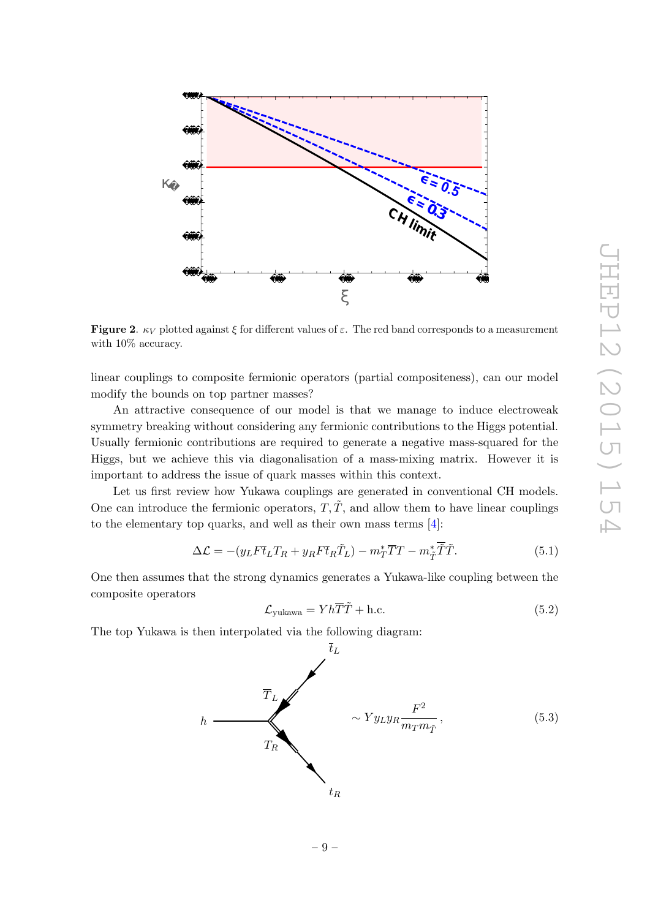**Figure 2**. $\kappa_V$ plotted against $\xi$ for different values of $\varepsilon$. The red band corresponds to a measurement with 10% accuracy.

linear couplings to composite fermionic operators (partial compositeness), can our model modify the bounds on top partner masses?

An attractive consequence of our model is that we manage to induce electroweak symmetry breaking without considering any fermionic contributions to the Higgs potential. Usually fermionic contributions are required to generate a negative mass-squared for the Higgs, but we achieve this via diagonalisation of a mass-mixing matrix. However it is important to address the issue of quark masses within this context.

Let us first review how Yukawa couplings are generated in conventional CH models. One can introduce the fermionic operators, $T, \tilde{T}$, and allow them to have linear couplings to the elementary top quarks, and well as their own mass terms [4]:

$$\Delta\mathcal{L} = -(y_L F \bar{t}_L T_R + y_R F \bar{t}_R \tilde{T}_L) - m_T^* \overline{T} T - m_{\tilde{T}}^* \overline{\tilde{T}} \tilde{T}. \tag{5.1}$$

One then assumes that the strong dynamics generates a Yukawa-like coupling between the composite operators

$$\mathcal{L}_{\text{yukawa}} = Y h \overline{T} \tilde{T} + \text{h.c.} \tag{5.2}$$

The top Yukawa is then interpolated via the following diagram:

$$\sim Y y_L y_R \frac{F^2}{m_T m_{\tilde{T}}}, \tag{5.3}$$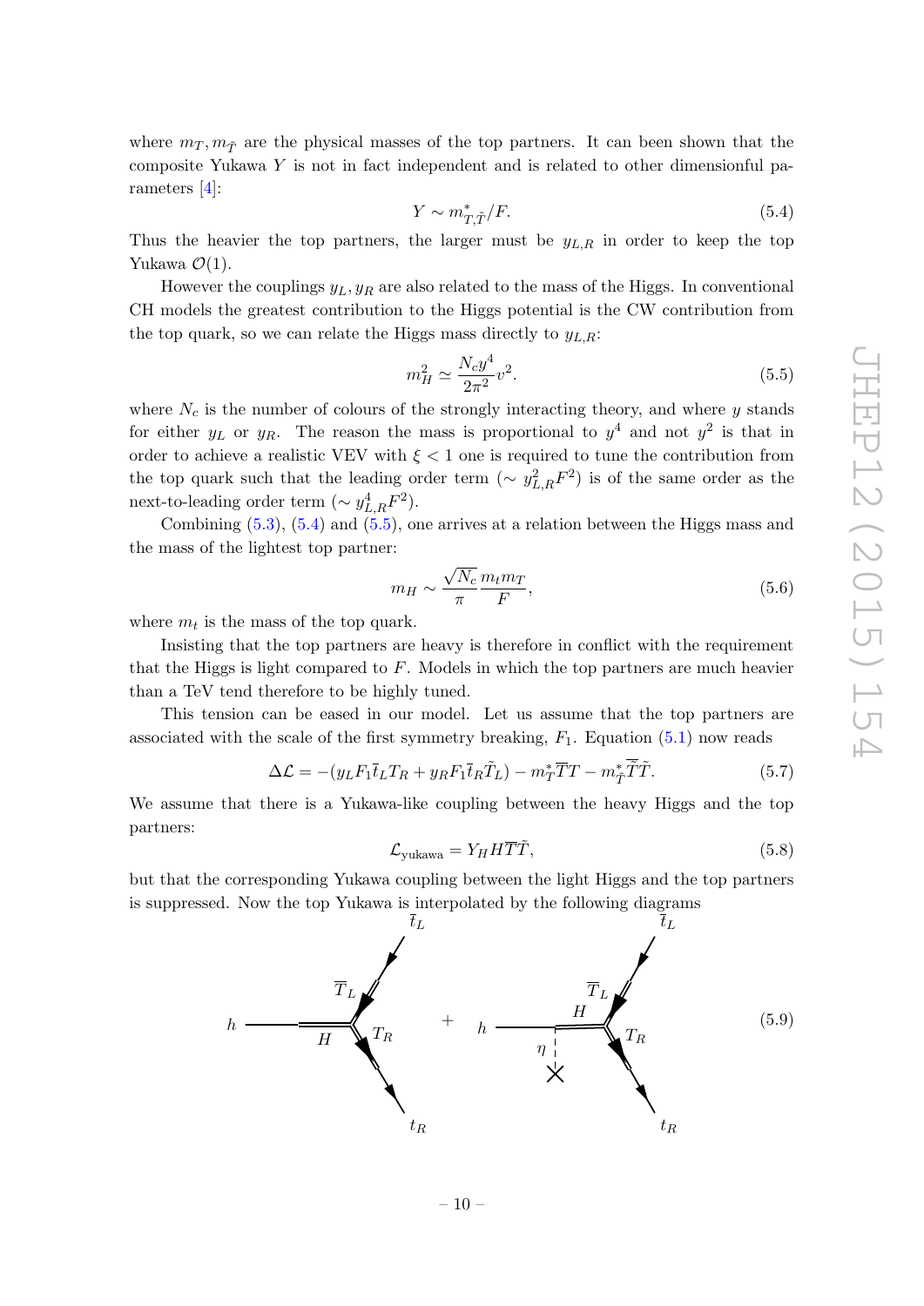where $m_T, m_{\tilde{T}}$ are the physical masses of the top partners. It can been shown that the composite Yukawa $Y$ is not in fact independent and is related to other dimensionful parameters [4]:

$$Y \sim m^*_{T,\tilde{T}}/F. \tag{5.4}$$

Thus the heavier the top partners, the larger must be $y_{L,R}$ in order to keep the top Yukawa $\mathcal{O}(1)$.

However the couplings $y_L, y_R$ are also related to the mass of the Higgs. In conventional CH models the greatest contribution to the Higgs potential is the CW contribution from the top quark, so we can relate the Higgs mass directly to $y_{L,R}$:

$$m_H^2 \simeq \frac{N_c y^4}{2\pi^2} v^2. \tag{5.5}$$

where $N_c$ is the number of colours of the strongly interacting theory, and where $y$ stands for either $y_L$ or $y_R$. The reason the mass is proportional to $y^4$ and not $y^2$ is that in order to achieve a realistic VEV with $\xi < 1$ one is required to tune the contribution from the top quark such that the leading order term ($\sim y^2_{L,R} F^2$) is of the same order as the next-to-leading order term ($\sim y^4_{L,R} F^2$).

Combining (5.3), (5.4) and (5.5), one arrives at a relation between the Higgs mass and the mass of the lightest top partner:

$$m_H \sim \frac{\sqrt{N_c}}{\pi} \frac{m_t m_T}{F}, \tag{5.6}$$

where $m_t$ is the mass of the top quark.

Insisting that the top partners are heavy is therefore in conflict with the requirement that the Higgs is light compared to $F$. Models in which the top partners are much heavier than a TeV tend therefore to be highly tuned.

This tension can be eased in our model. Let us assume that the top partners are associated with the scale of the first symmetry breaking, $F_1$. Equation (5.1) now reads

$$\Delta\mathcal{L} = -(y_L F_1 \bar{t}_L T_R + y_R F_1 \bar{t}_R \tilde{T}_L) - m_T^* \overline{T} T - m_{\tilde{T}}^* \overline{\tilde{T}} \tilde{T}. \tag{5.7}$$

We assume that there is a Yukawa-like coupling between the heavy Higgs and the top partners:

$$\mathcal{L}_{\text{yukawa}} = Y_H H \overline{T} \tilde{T}, \tag{5.8}$$

but that the corresponding Yukawa coupling between the light Higgs and the top partners is suppressed. Now the top Yukawa is interpolated by the following diagrams

(5.9)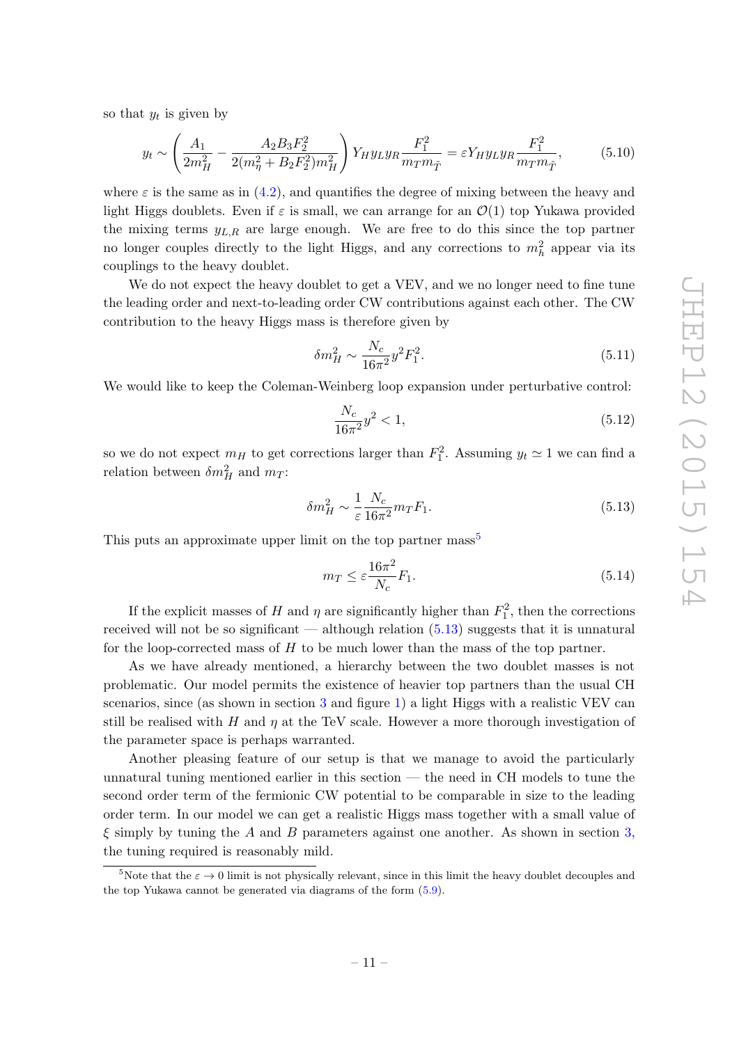so that $y_t$ is given by

$$y_t \sim \left( \frac{A_1}{2m_H^2} - \frac{A_2 B_3 F_2^2}{2(m_\eta^2 + B_2 F_2^2) m_H^2} \right) Y_H y_L y_R \frac{F_1^2}{m_T m_{\tilde{T}}} = \varepsilon Y_H y_L y_R \frac{F_1^2}{m_T m_{\tilde{T}}}, \tag{5.10}$$

where $\varepsilon$ is the same as in (4.2), and quantifies the degree of mixing between the heavy and light Higgs doublets. Even if $\varepsilon$ is small, we can arrange for an $\mathcal{O}(1)$ top Yukawa provided the mixing terms $y_{L,R}$ are large enough. We are free to do this since the top partner no longer couples directly to the light Higgs, and any corrections to $m_h^2$ appear via its couplings to the heavy doublet.

We do not expect the heavy doublet to get a VEV, and we no longer need to fine tune the leading order and next-to-leading order CW contributions against each other. The CW contribution to the heavy Higgs mass is therefore given by

$$\delta m_H^2 \sim \frac{N_c}{16\pi^2} y^2 F_1^2. \tag{5.11}$$

We would like to keep the Coleman-Weinberg loop expansion under perturbative control:

$$\frac{N_c}{16\pi^2} y^2 < 1, \tag{5.12}$$

so we do not expect $m_H$ to get corrections larger than $F_1^2$. Assuming $y_t \simeq 1$ we can find a relation between $\delta m_H^2$ and $m_T$:

$$\delta m_H^2 \sim \frac{1}{\varepsilon} \frac{N_c}{16\pi^2} m_T F_1. \tag{5.13}$$

This puts an approximate upper limit on the top partner mass[5]

$$m_T \leq \varepsilon \frac{16\pi^2}{N_c} F_1. \tag{5.14}$$

If the explicit masses of $H$ and $\eta$ are significantly higher than $F_1^2$, then the corrections received will not be so significant — although relation (5.13) suggests that it is unnatural for the loop-corrected mass of $H$ to be much lower than the mass of the top partner.

As we have already mentioned, a hierarchy between the two doublet masses is not problematic. Our model permits the existence of heavier top partners than the usual CH scenarios, since (as shown in section 3 and figure 1) a light Higgs with a realistic VEV can still be realised with $H$ and $\eta$ at the TeV scale. However a more thorough investigation of the parameter space is perhaps warranted.

Another pleasing feature of our setup is that we manage to avoid the particularly unnatural tuning mentioned earlier in this section — the need in CH models to tune the second order term of the fermionic CW potential to be comparable in size to the leading order term. In our model we can get a realistic Higgs mass together with a small value of $\xi$ simply by tuning the $A$ and $B$ parameters against one another. As shown in section 3, the tuning required is reasonably mild.

[5] Note that the $\varepsilon \to 0$ limit is not physically relevant, since in this limit the heavy doublet decouples and the top Yukawa cannot be generated via diagrams of the form (5.9).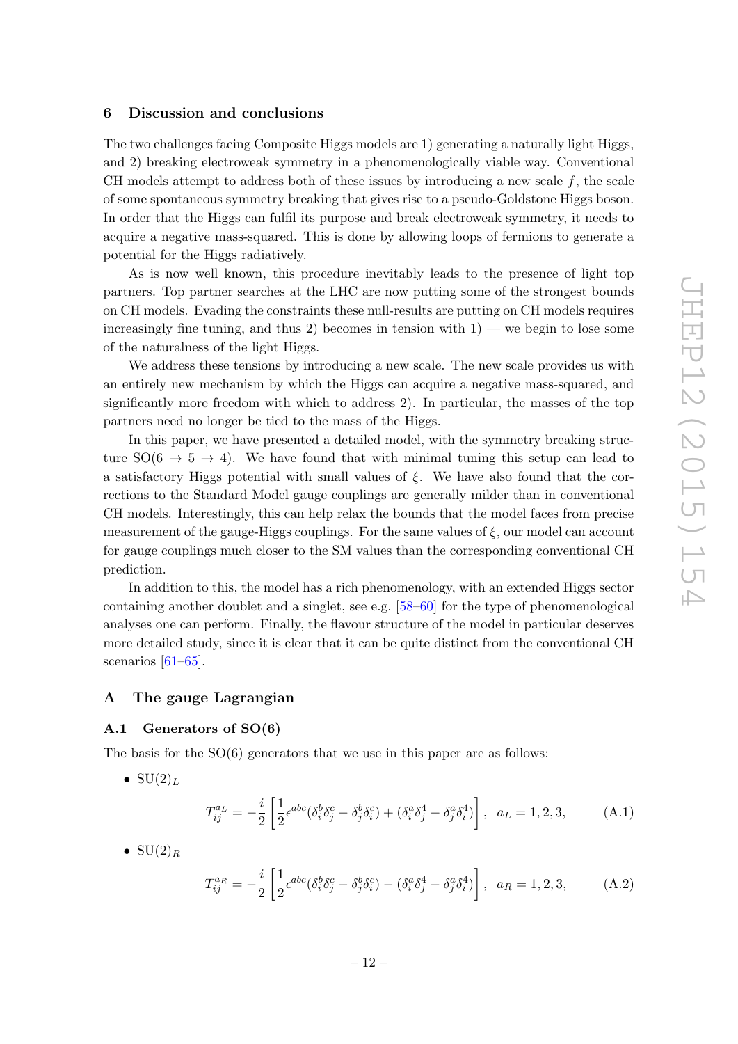## 6 Discussion and conclusions

The two challenges facing Composite Higgs models are 1) generating a naturally light Higgs, and 2) breaking electroweak symmetry in a phenomenologically viable way. Conventional CH models attempt to address both of these issues by introducing a new scale $f$, the scale of some spontaneous symmetry breaking that gives rise to a pseudo-Goldstone Higgs boson. In order that the Higgs can fulfil its purpose and break electroweak symmetry, it needs to acquire a negative mass-squared. This is done by allowing loops of fermions to generate a potential for the Higgs radiatively.

As is now well known, this procedure inevitably leads to the presence of light top partners. Top partner searches at the LHC are now putting some of the strongest bounds on CH models. Evading the constraints these null-results are putting on CH models requires increasingly fine tuning, and thus 2) becomes in tension with 1) — we begin to lose some of the naturalness of the light Higgs.

We address these tensions by introducing a new scale. The new scale provides us with an entirely new mechanism by which the Higgs can acquire a negative mass-squared, and significantly more freedom with which to address 2). In particular, the masses of the top partners need no longer be tied to the mass of the Higgs.

In this paper, we have presented a detailed model, with the symmetry breaking structure SO($6 \to 5 \to 4$). We have found that with minimal tuning this setup can lead to a satisfactory Higgs potential with small values of $\xi$. We have also found that the corrections to the Standard Model gauge couplings are generally milder than in conventional CH models. Interestingly, this can help relax the bounds that the model faces from precise measurement of the gauge-Higgs couplings. For the same values of $\xi$, our model can account for gauge couplings much closer to the SM values than the corresponding conventional CH prediction.

In addition to this, the model has a rich phenomenology, with an extended Higgs sector containing another doublet and a singlet, see e.g. [58–60] for the type of phenomenological analyses one can perform. Finally, the flavour structure of the model in particular deserves more detailed study, since it is clear that it can be quite distinct from the conventional CH scenarios [61–65].

## A The gauge Lagrangian

### A.1 Generators of SO(6)

The basis for the SO(6) generators that we use in this paper are as follows:

- $\mathrm{SU}(2)_L$

$$T^{a_L}_{ij} = -\frac{i}{2}\left[\frac{1}{2}\epsilon^{abc}(\delta^b_i\delta^c_j - \delta^b_j\delta^c_i) + (\delta^a_i\delta^4_j - \delta^a_j\delta^4_i)\right], \quad a_L = 1,2,3, \tag{A.1}$$

- $\mathrm{SU}(2)_R$

$$T^{a_R}_{ij} = -\frac{i}{2}\left[\frac{1}{2}\epsilon^{abc}(\delta^b_i\delta^c_j - \delta^b_j\delta^c_i) - (\delta^a_i\delta^4_j - \delta^a_j\delta^4_i)\right], \quad a_R = 1,2,3, \tag{A.2}$$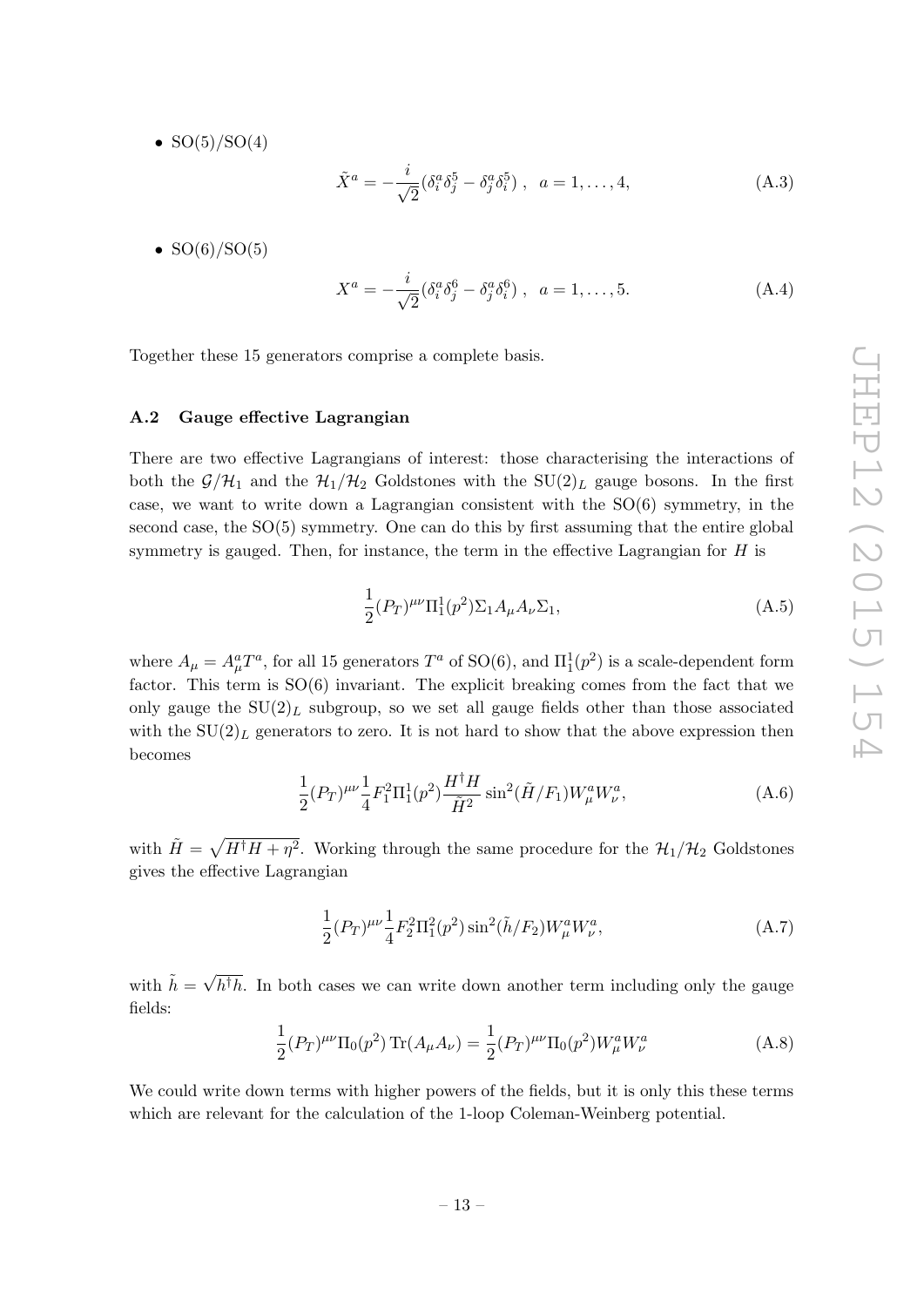- SO(5)/SO(4)

$$\tilde{X}^a = -\frac{i}{\sqrt{2}}(\delta_i^a \delta_j^5 - \delta_j^a \delta_i^5)\ , \quad a = 1, \ldots, 4, \tag{A.3}$$

- SO(6)/SO(5)

$$X^a = -\frac{i}{\sqrt{2}}(\delta_i^a \delta_j^6 - \delta_j^a \delta_i^6)\ , \quad a = 1, \ldots, 5. \tag{A.4}$$

Together these 15 generators comprise a complete basis.

### A.2 Gauge effective Lagrangian

There are two effective Lagrangians of interest: those characterising the interactions of both the $\mathcal{G}/\mathcal{H}_1$ and the $\mathcal{H}_1/\mathcal{H}_2$ Goldstones with the $\mathrm{SU}(2)_L$ gauge bosons. In the first case, we want to write down a Lagrangian consistent with the SO(6) symmetry, in the second case, the SO(5) symmetry. One can do this by first assuming that the entire global symmetry is gauged. Then, for instance, the term in the effective Lagrangian for $H$ is

$$\frac{1}{2}(P_T)^{\mu\nu}\Pi_1^1(p^2)\Sigma_1 A_\mu A_\nu \Sigma_1, \tag{A.5}$$

where $A_\mu = A_\mu^a T^a$, for all 15 generators $T^a$ of SO(6), and $\Pi_1^1(p^2)$ is a scale-dependent form factor. This term is SO(6) invariant. The explicit breaking comes from the fact that we only gauge the $\mathrm{SU}(2)_L$ subgroup, so we set all gauge fields other than those associated with the $\mathrm{SU}(2)_L$ generators to zero. It is not hard to show that the above expression then becomes

$$\frac{1}{2}(P_T)^{\mu\nu}\frac{1}{4}F_1^2\Pi_1^1(p^2)\frac{H^\dagger H}{\tilde{H}^2}\sin^2(\tilde{H}/F_1)W_\mu^a W_\nu^a, \tag{A.6}$$

with $\tilde{H} = \sqrt{H^\dagger H + \eta^2}$. Working through the same procedure for the $\mathcal{H}_1/\mathcal{H}_2$ Goldstones gives the effective Lagrangian

$$\frac{1}{2}(P_T)^{\mu\nu}\frac{1}{4}F_2^2\Pi_1^2(p^2)\sin^2(\tilde{h}/F_2)W_\mu^a W_\nu^a, \tag{A.7}$$

with $\tilde{h} = \sqrt{h^\dagger h}$. In both cases we can write down another term including only the gauge fields:

$$\frac{1}{2}(P_T)^{\mu\nu}\Pi_0(p^2)\,\mathrm{Tr}(A_\mu A_\nu) = \frac{1}{2}(P_T)^{\mu\nu}\Pi_0(p^2)W_\mu^a W_\nu^a \tag{A.8}$$

We could write down terms with higher powers of the fields, but it is only this these terms which are relevant for the calculation of the 1-loop Coleman-Weinberg potential.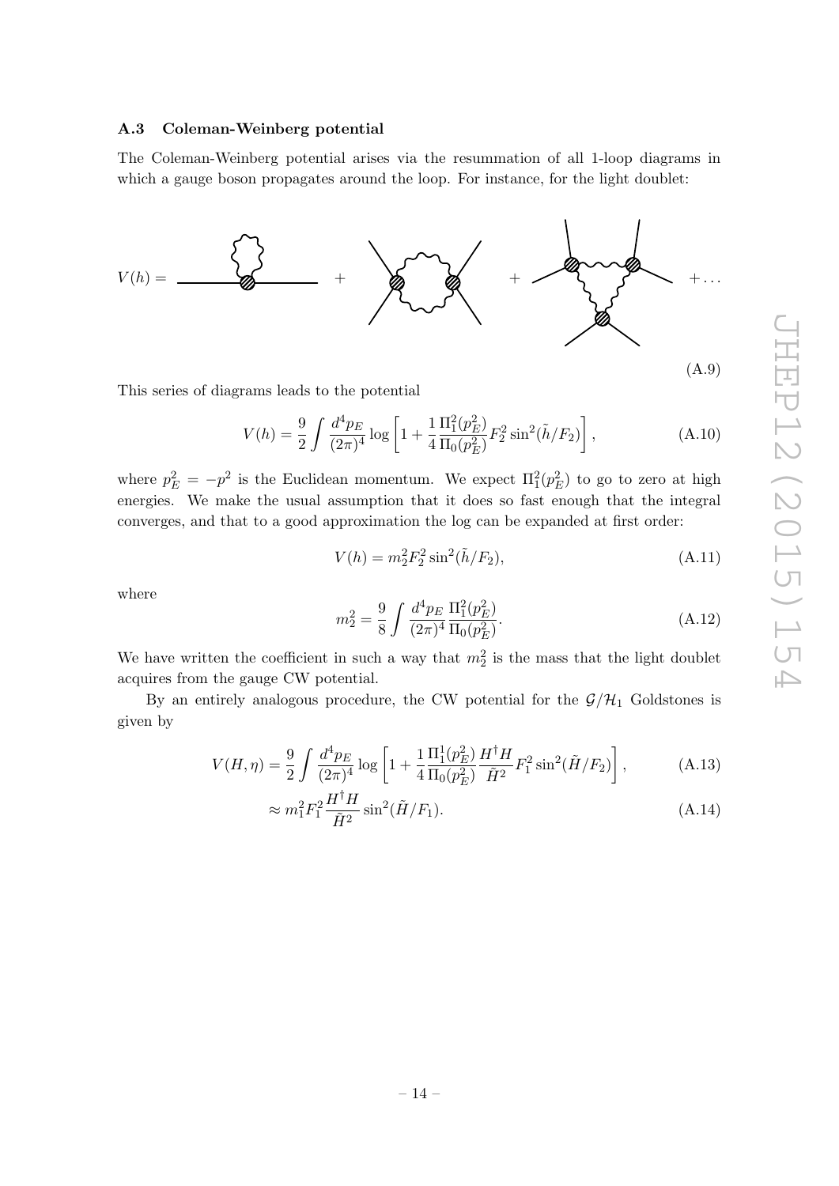### A.3 Coleman-Weinberg potential

The Coleman-Weinberg potential arises via the resummation of all 1-loop diagrams in which a gauge boson propagates around the loop. For instance, for the light doublet:

$$V(h) = \quad + \quad + \quad + \ldots \tag{A.9}$$

This series of diagrams leads to the potential

$$V(h) = \frac{9}{2}\int \frac{d^4p_E}{(2\pi)^4} \log\left[1 + \frac{1}{4}\frac{\Pi_1^2(p_E^2)}{\Pi_0(p_E^2)} F_2^2 \sin^2(\tilde{h}/F_2)\right], \tag{A.10}$$

where $p_E^2 = -p^2$ is the Euclidean momentum. We expect $\Pi_1^2(p_E^2)$ to go to zero at high energies. We make the usual assumption that it does so fast enough that the integral converges, and that to a good approximation the log can be expanded at first order:

$$V(h) = m_2^2 F_2^2 \sin^2(\tilde{h}/F_2), \tag{A.11}$$

where

$$m_2^2 = \frac{9}{8}\int \frac{d^4p_E}{(2\pi)^4} \frac{\Pi_1^2(p_E^2)}{\Pi_0(p_E^2)}. \tag{A.12}$$

We have written the coefficient in such a way that $m_2^2$ is the mass that the light doublet acquires from the gauge CW potential.

By an entirely analogous procedure, the CW potential for the $\mathcal{G}/\mathcal{H}_1$ Goldstones is given by

$$V(H,\eta) = \frac{9}{2}\int \frac{d^4p_E}{(2\pi)^4} \log\left[1 + \frac{1}{4}\frac{\Pi_1^1(p_E^2)}{\Pi_0(p_E^2)} \frac{H^\dagger H}{\tilde{H}^2} F_1^2 \sin^2(\tilde{H}/F_2)\right], \tag{A.13}$$

$$\approx m_1^2 F_1^2 \frac{H^\dagger H}{\tilde{H}^2} \sin^2(\tilde{H}/F_1). \tag{A.14}$$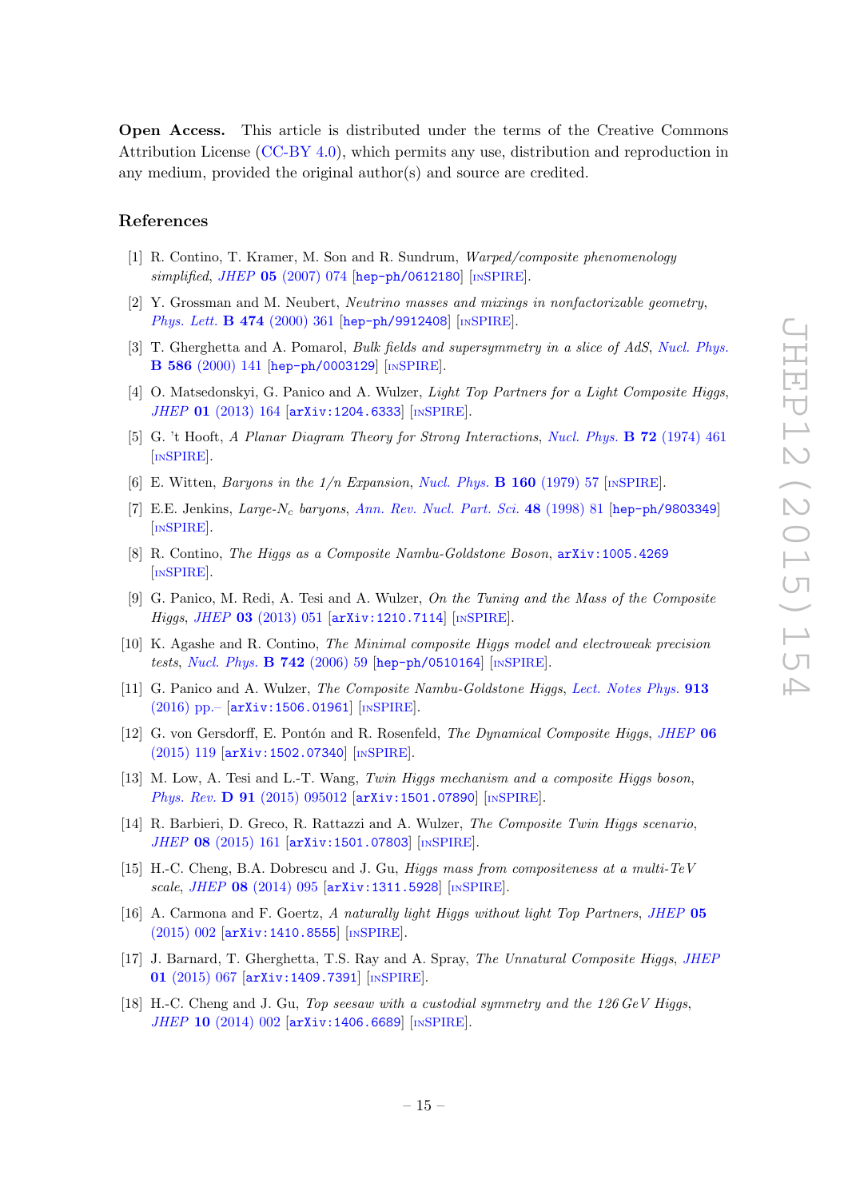**Open Access.** This article is distributed under the terms of the Creative Commons Attribution License (CC-BY 4.0), which permits any use, distribution and reproduction in any medium, provided the original author(s) and source are credited.

## References

[1] R. Contino, T. Kramer, M. Son and R. Sundrum, *Warped/composite phenomenology simplified*, *JHEP* **05** (2007) 074 [hep-ph/0612180] [INSPIRE].

[2] Y. Grossman and M. Neubert, *Neutrino masses and mixings in nonfactorizable geometry*, *Phys. Lett.* **B 474** (2000) 361 [hep-ph/9912408] [INSPIRE].

[3] T. Gherghetta and A. Pomarol, *Bulk fields and supersymmetry in a slice of AdS*, *Nucl. Phys.* **B 586** (2000) 141 [hep-ph/0003129] [INSPIRE].

[4] O. Matsedonskyi, G. Panico and A. Wulzer, *Light Top Partners for a Light Composite Higgs*, *JHEP* **01** (2013) 164 [arXiv:1204.6333] [INSPIRE].

[5] G. 't Hooft, *A Planar Diagram Theory for Strong Interactions*, *Nucl. Phys.* **B 72** (1974) 461 [INSPIRE].

[6] E. Witten, *Baryons in the 1/n Expansion*, *Nucl. Phys.* **B 160** (1979) 57 [INSPIRE].

[7] E.E. Jenkins, *Large-$N_c$ baryons*, *Ann. Rev. Nucl. Part. Sci.* **48** (1998) 81 [hep-ph/9803349] [INSPIRE].

[8] R. Contino, *The Higgs as a Composite Nambu-Goldstone Boson*, arXiv:1005.4269 [INSPIRE].

[9] G. Panico, M. Redi, A. Tesi and A. Wulzer, *On the Tuning and the Mass of the Composite Higgs*, *JHEP* **03** (2013) 051 [arXiv:1210.7114] [INSPIRE].

[10] K. Agashe and R. Contino, *The Minimal composite Higgs model and electroweak precision tests*, *Nucl. Phys.* **B 742** (2006) 59 [hep-ph/0510164] [INSPIRE].

[11] G. Panico and A. Wulzer, *The Composite Nambu-Goldstone Higgs*, *Lect. Notes Phys.* **913** (2016) pp.– [arXiv:1506.01961] [INSPIRE].

[12] G. von Gersdorff, E. Pontón and R. Rosenfeld, *The Dynamical Composite Higgs*, *JHEP* **06** (2015) 119 [arXiv:1502.07340] [INSPIRE].

[13] M. Low, A. Tesi and L.-T. Wang, *Twin Higgs mechanism and a composite Higgs boson*, *Phys. Rev.* **D 91** (2015) 095012 [arXiv:1501.07890] [INSPIRE].

[14] R. Barbieri, D. Greco, R. Rattazzi and A. Wulzer, *The Composite Twin Higgs scenario*, *JHEP* **08** (2015) 161 [arXiv:1501.07803] [INSPIRE].

[15] H.-C. Cheng, B.A. Dobrescu and J. Gu, *Higgs mass from compositeness at a multi-TeV scale*, *JHEP* **08** (2014) 095 [arXiv:1311.5928] [INSPIRE].

[16] A. Carmona and F. Goertz, *A naturally light Higgs without light Top Partners*, *JHEP* **05** (2015) 002 [arXiv:1410.8555] [INSPIRE].

[17] J. Barnard, T. Gherghetta, T.S. Ray and A. Spray, *The Unnatural Composite Higgs*, *JHEP* **01** (2015) 067 [arXiv:1409.7391] [INSPIRE].

[18] H.-C. Cheng and J. Gu, *Top seesaw with a custodial symmetry and the 126 GeV Higgs*, *JHEP* **10** (2014) 002 [arXiv:1406.6689] [INSPIRE].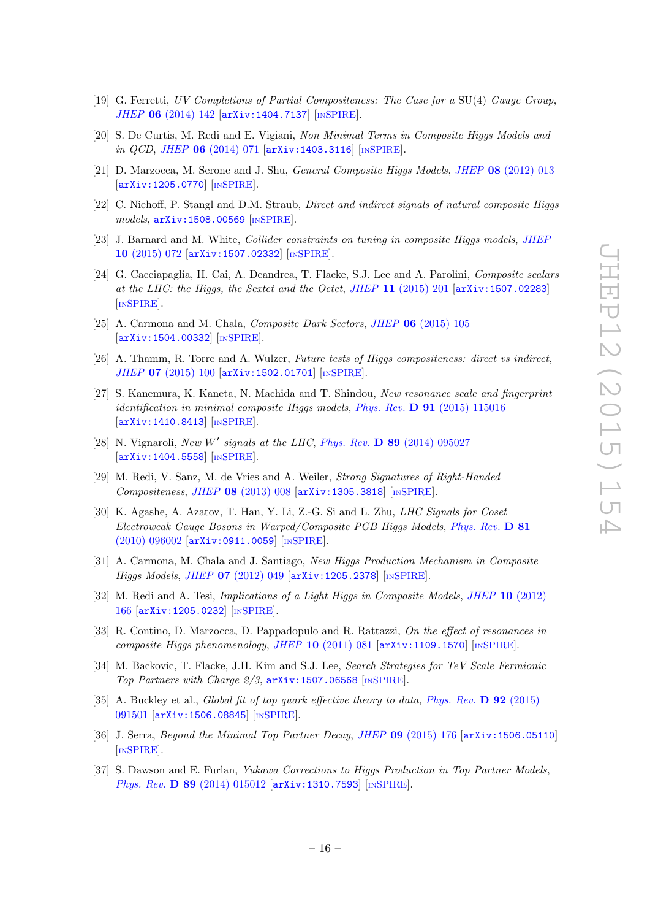[19] G. Ferretti, *UV Completions of Partial Compositeness: The Case for a* SU(4) *Gauge Group*, *JHEP* **06** (2014) 142 [arXiv:1404.7137] [INSPIRE].

[20] S. De Curtis, M. Redi and E. Vigiani, *Non Minimal Terms in Composite Higgs Models and in QCD*, *JHEP* **06** (2014) 071 [arXiv:1403.3116] [INSPIRE].

[21] D. Marzocca, M. Serone and J. Shu, *General Composite Higgs Models*, *JHEP* **08** (2012) 013 [arXiv:1205.0770] [INSPIRE].

[22] C. Niehoff, P. Stangl and D.M. Straub, *Direct and indirect signals of natural composite Higgs models*, arXiv:1508.00569 [INSPIRE].

[23] J. Barnard and M. White, *Collider constraints on tuning in composite Higgs models*, *JHEP* **10** (2015) 072 [arXiv:1507.02332] [INSPIRE].

[24] G. Cacciapaglia, H. Cai, A. Deandrea, T. Flacke, S.J. Lee and A. Parolini, *Composite scalars at the LHC: the Higgs, the Sextet and the Octet*, *JHEP* **11** (2015) 201 [arXiv:1507.02283] [INSPIRE].

[25] A. Carmona and M. Chala, *Composite Dark Sectors*, *JHEP* **06** (2015) 105 [arXiv:1504.00332] [INSPIRE].

[26] A. Thamm, R. Torre and A. Wulzer, *Future tests of Higgs compositeness: direct vs indirect*, *JHEP* **07** (2015) 100 [arXiv:1502.01701] [INSPIRE].

[27] S. Kanemura, K. Kaneta, N. Machida and T. Shindou, *New resonance scale and fingerprint identification in minimal composite Higgs models*, *Phys. Rev.* **D 91** (2015) 115016 [arXiv:1410.8413] [INSPIRE].

[28] N. Vignaroli, *New $W'$ signals at the LHC*, *Phys. Rev.* **D 89** (2014) 095027 [arXiv:1404.5558] [INSPIRE].

[29] M. Redi, V. Sanz, M. de Vries and A. Weiler, *Strong Signatures of Right-Handed Compositeness*, *JHEP* **08** (2013) 008 [arXiv:1305.3818] [INSPIRE].

[30] K. Agashe, A. Azatov, T. Han, Y. Li, Z.-G. Si and L. Zhu, *LHC Signals for Coset Electroweak Gauge Bosons in Warped/Composite PGB Higgs Models*, *Phys. Rev.* **D 81** (2010) 096002 [arXiv:0911.0059] [INSPIRE].

[31] A. Carmona, M. Chala and J. Santiago, *New Higgs Production Mechanism in Composite Higgs Models*, *JHEP* **07** (2012) 049 [arXiv:1205.2378] [INSPIRE].

[32] M. Redi and A. Tesi, *Implications of a Light Higgs in Composite Models*, *JHEP* **10** (2012) 166 [arXiv:1205.0232] [INSPIRE].

[33] R. Contino, D. Marzocca, D. Pappadopulo and R. Rattazzi, *On the effect of resonances in composite Higgs phenomenology*, *JHEP* **10** (2011) 081 [arXiv:1109.1570] [INSPIRE].

[34] M. Backovic, T. Flacke, J.H. Kim and S.J. Lee, *Search Strategies for TeV Scale Fermionic Top Partners with Charge 2/3*, arXiv:1507.06568 [INSPIRE].

[35] A. Buckley et al., *Global fit of top quark effective theory to data*, *Phys. Rev.* **D 92** (2015) 091501 [arXiv:1506.08845] [INSPIRE].

[36] J. Serra, *Beyond the Minimal Top Partner Decay*, *JHEP* **09** (2015) 176 [arXiv:1506.05110] [INSPIRE].

[37] S. Dawson and E. Furlan, *Yukawa Corrections to Higgs Production in Top Partner Models*, *Phys. Rev.* **D 89** (2014) 015012 [arXiv:1310.7593] [INSPIRE].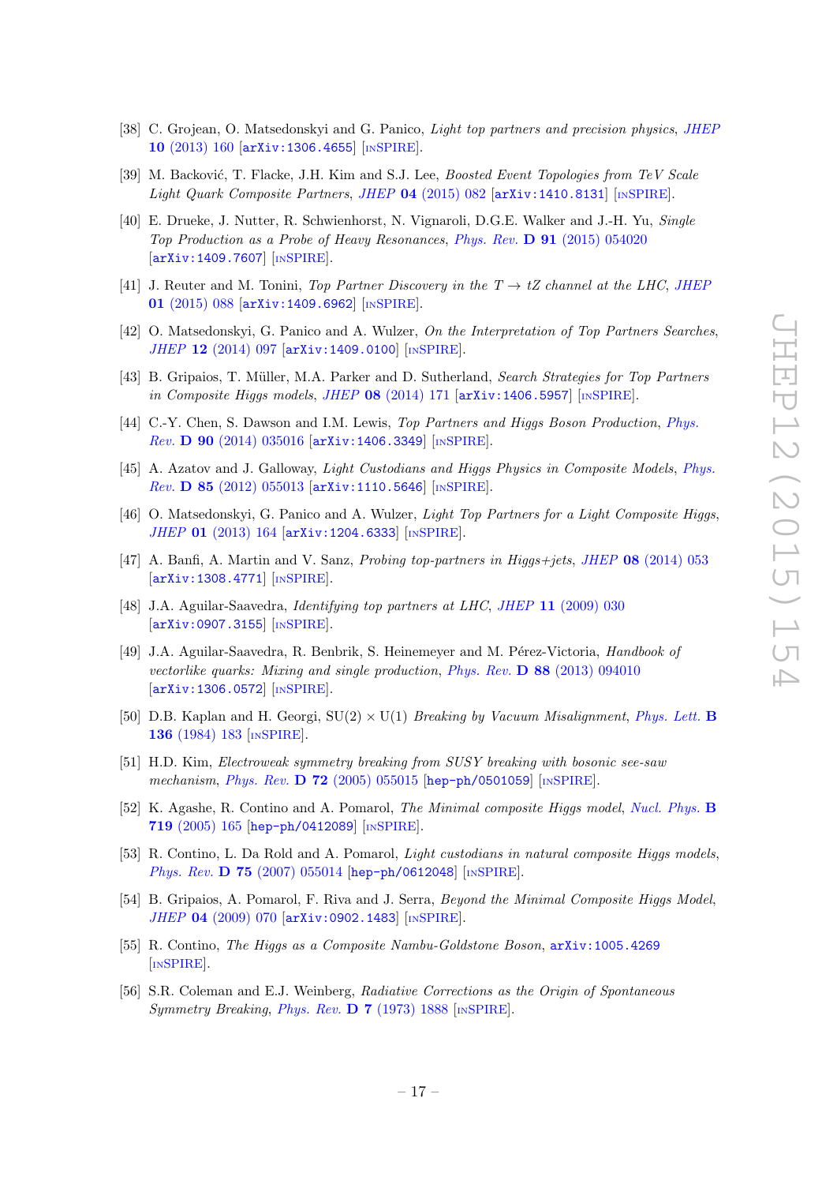[38] C. Grojean, O. Matsedonskyi and G. Panico, *Light top partners and precision physics*, JHEP **10** (2013) 160 [arXiv:1306.4655] [INSPIRE].

[39] M. Backović, T. Flacke, J.H. Kim and S.J. Lee, *Boosted Event Topologies from TeV Scale Light Quark Composite Partners*, JHEP **04** (2015) 082 [arXiv:1410.8131] [INSPIRE].

[40] E. Drueke, J. Nutter, R. Schwienhorst, N. Vignaroli, D.G.E. Walker and J.-H. Yu, *Single Top Production as a Probe of Heavy Resonances*, Phys. Rev. **D 91** (2015) 054020 [arXiv:1409.7607] [INSPIRE].

[41] J. Reuter and M. Tonini, *Top Partner Discovery in the $T \to tZ$ channel at the LHC*, JHEP **01** (2015) 088 [arXiv:1409.6962] [INSPIRE].

[42] O. Matsedonskyi, G. Panico and A. Wulzer, *On the Interpretation of Top Partners Searches*, JHEP **12** (2014) 097 [arXiv:1409.0100] [INSPIRE].

[43] B. Gripaios, T. Müller, M.A. Parker and D. Sutherland, *Search Strategies for Top Partners in Composite Higgs models*, JHEP **08** (2014) 171 [arXiv:1406.5957] [INSPIRE].

[44] C.-Y. Chen, S. Dawson and I.M. Lewis, *Top Partners and Higgs Boson Production*, Phys. Rev. **D 90** (2014) 035016 [arXiv:1406.3349] [INSPIRE].

[45] A. Azatov and J. Galloway, *Light Custodians and Higgs Physics in Composite Models*, Phys. Rev. **D 85** (2012) 055013 [arXiv:1110.5646] [INSPIRE].

[46] O. Matsedonskyi, G. Panico and A. Wulzer, *Light Top Partners for a Light Composite Higgs*, JHEP **01** (2013) 164 [arXiv:1204.6333] [INSPIRE].

[47] A. Banfi, A. Martin and V. Sanz, *Probing top-partners in Higgs+jets*, JHEP **08** (2014) 053 [arXiv:1308.4771] [INSPIRE].

[48] J.A. Aguilar-Saavedra, *Identifying top partners at LHC*, JHEP **11** (2009) 030 [arXiv:0907.3155] [INSPIRE].

[49] J.A. Aguilar-Saavedra, R. Benbrik, S. Heinemeyer and M. Pérez-Victoria, *Handbook of vectorlike quarks: Mixing and single production*, Phys. Rev. **D 88** (2013) 094010 [arXiv:1306.0572] [INSPIRE].

[50] D.B. Kaplan and H. Georgi, *$SU(2) \times U(1)$ Breaking by Vacuum Misalignment*, Phys. Lett. **B 136** (1984) 183 [INSPIRE].

[51] H.D. Kim, *Electroweak symmetry breaking from SUSY breaking with bosonic see-saw mechanism*, Phys. Rev. **D 72** (2005) 055015 [hep-ph/0501059] [INSPIRE].

[52] K. Agashe, R. Contino and A. Pomarol, *The Minimal composite Higgs model*, Nucl. Phys. **B 719** (2005) 165 [hep-ph/0412089] [INSPIRE].

[53] R. Contino, L. Da Rold and A. Pomarol, *Light custodians in natural composite Higgs models*, Phys. Rev. **D 75** (2007) 055014 [hep-ph/0612048] [INSPIRE].

[54] B. Gripaios, A. Pomarol, F. Riva and J. Serra, *Beyond the Minimal Composite Higgs Model*, JHEP **04** (2009) 070 [arXiv:0902.1483] [INSPIRE].

[55] R. Contino, *The Higgs as a Composite Nambu-Goldstone Boson*, arXiv:1005.4269 [INSPIRE].

[56] S.R. Coleman and E.J. Weinberg, *Radiative Corrections as the Origin of Spontaneous Symmetry Breaking*, Phys. Rev. **D 7** (1973) 1888 [INSPIRE].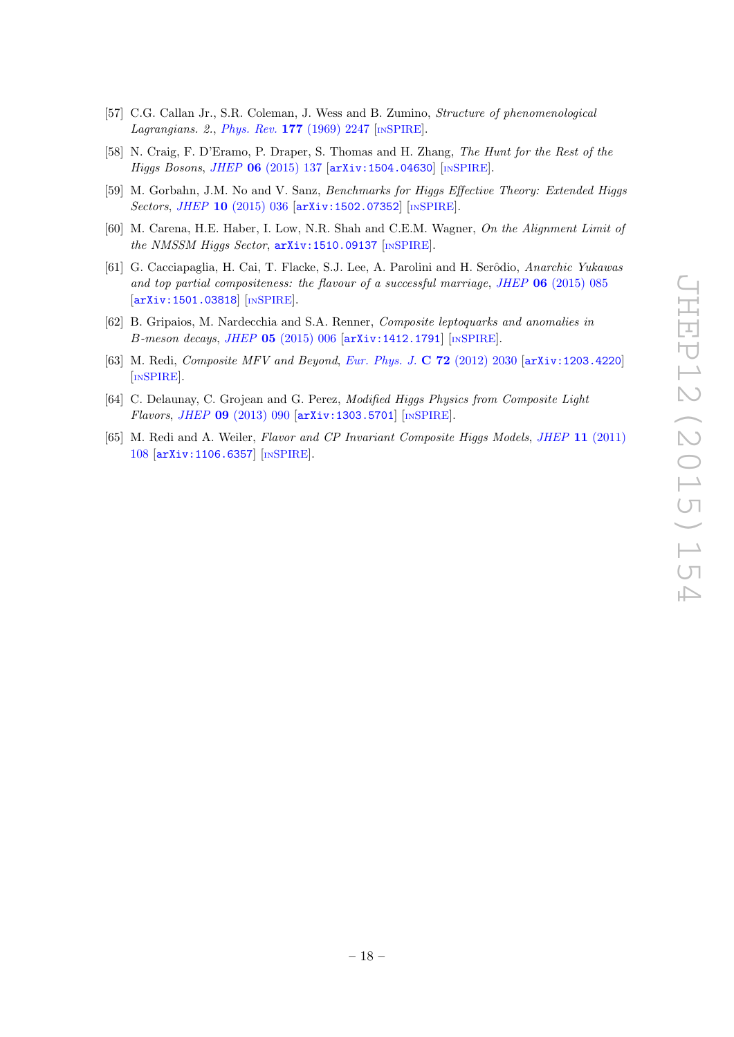[57] C.G. Callan Jr., S.R. Coleman, J. Wess and B. Zumino, *Structure of phenomenological Lagrangians. 2.*, Phys. Rev. **177** (1969) 2247 [INSPIRE].

[58] N. Craig, F. D'Eramo, P. Draper, S. Thomas and H. Zhang, *The Hunt for the Rest of the Higgs Bosons*, JHEP **06** (2015) 137 [arXiv:1504.04630] [INSPIRE].

[59] M. Gorbahn, J.M. No and V. Sanz, *Benchmarks for Higgs Effective Theory: Extended Higgs Sectors*, JHEP **10** (2015) 036 [arXiv:1502.07352] [INSPIRE].

[60] M. Carena, H.E. Haber, I. Low, N.R. Shah and C.E.M. Wagner, *On the Alignment Limit of the NMSSM Higgs Sector*, arXiv:1510.09137 [INSPIRE].

[61] G. Cacciapaglia, H. Cai, T. Flacke, S.J. Lee, A. Parolini and H. Serôdio, *Anarchic Yukawas and top partial compositeness: the flavour of a successful marriage*, JHEP **06** (2015) 085 [arXiv:1501.03818] [INSPIRE].

[62] B. Gripaios, M. Nardecchia and S.A. Renner, *Composite leptoquarks and anomalies in B-meson decays*, JHEP **05** (2015) 006 [arXiv:1412.1791] [INSPIRE].

[63] M. Redi, *Composite MFV and Beyond*, Eur. Phys. J. **C 72** (2012) 2030 [arXiv:1203.4220] [INSPIRE].

[64] C. Delaunay, C. Grojean and G. Perez, *Modified Higgs Physics from Composite Light Flavors*, JHEP **09** (2013) 090 [arXiv:1303.5701] [INSPIRE].

[65] M. Redi and A. Weiler, *Flavor and CP Invariant Composite Higgs Models*, JHEP **11** (2011) 108 [arXiv:1106.6357] [INSPIRE].